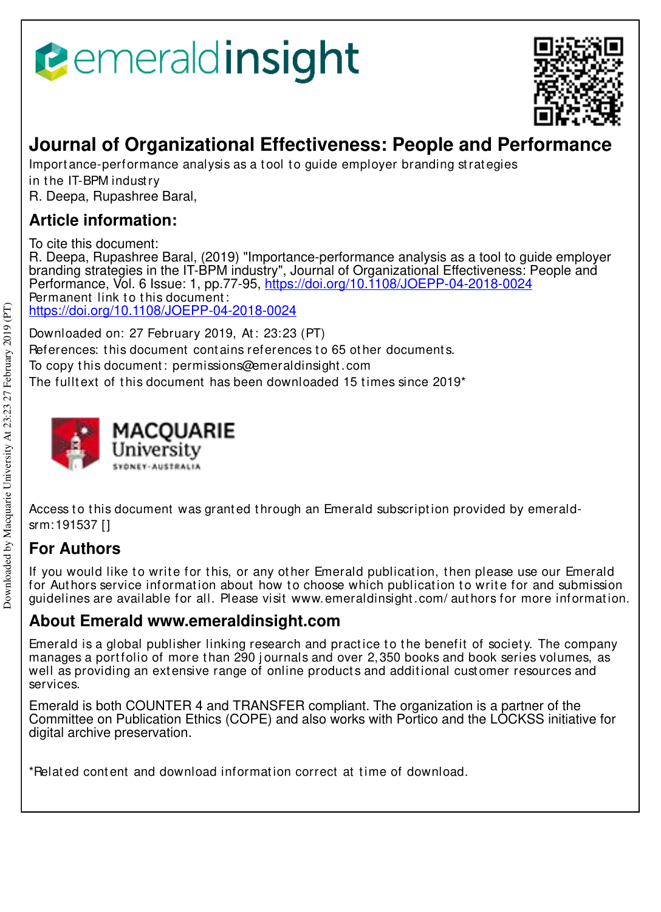# Journal of Organizational Effectiveness: People and Performance

Importance-performance analysis as a tool to guide employer branding strategies in the IT-BPM industry

R. Deepa, Rupashree Baral,

## Article information:

To cite this document:
R. Deepa, Rupashree Baral, (2019) "Importance-performance analysis as a tool to guide employer branding strategies in the IT-BPM industry", Journal of Organizational Effectiveness: People and Performance, Vol. 6 Issue: 1, pp.77-95, https://doi.org/10.1108/JOEPP-04-2018-0024
Permanent link to this document:
https://doi.org/10.1108/JOEPP-04-2018-0024

Downloaded on: 27 February 2019, At: 23:23 (PT)
References: this document contains references to 65 other documents.
To copy this document: permissions@emeraldinsight.com
The fulltext of this document has been downloaded 15 times since 2019*

Access to this document was granted through an Emerald subscription provided by emerald-srm:191537 []

## For Authors

If you would like to write for this, or any other Emerald publication, then please use our Emerald for Authors service information about how to choose which publication to write for and submission guidelines are available for all. Please visit www.emeraldinsight.com/authors for more information.

## About Emerald www.emeraldinsight.com

Emerald is a global publisher linking research and practice to the benefit of society. The company manages a portfolio of more than 290 journals and over 2,350 books and book series volumes, as well as providing an extensive range of online products and additional customer resources and services.

Emerald is both COUNTER 4 and TRANSFER compliant. The organization is a partner of the Committee on Publication Ethics (COPE) and also works with Portico and the LOCKSS initiative for digital archive preservation.

*Related content and download information correct at time of download.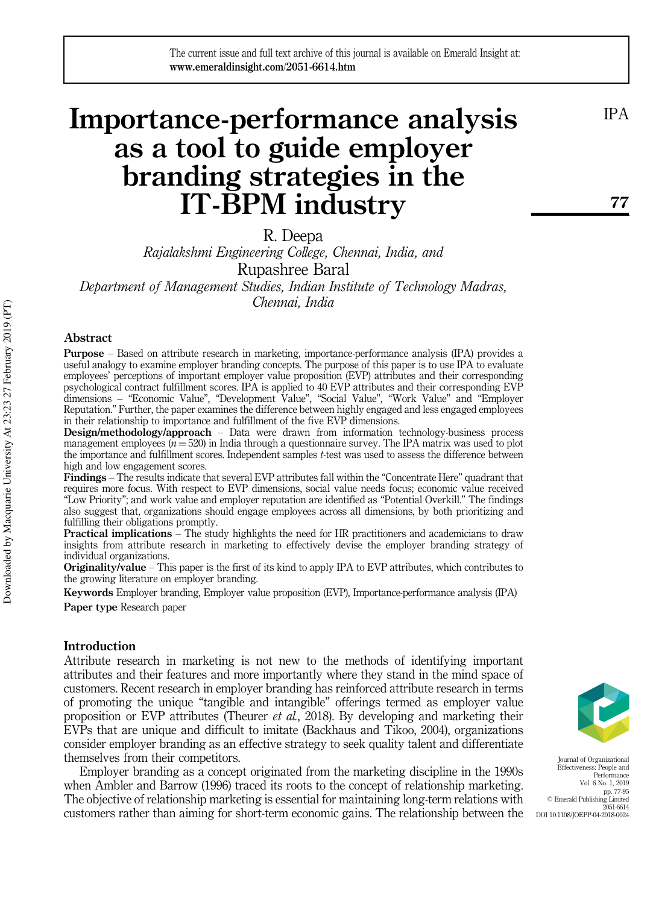# Importance-performance analysis as a tool to guide employer branding strategies in the IT-BPM industry

R. Deepa

*Rajalakshmi Engineering College, Chennai, India, and*

Rupashree Baral

*Department of Management Studies, Indian Institute of Technology Madras, Chennai, India*

## Abstract

**Purpose** – Based on attribute research in marketing, importance-performance analysis (IPA) provides a useful analogy to examine employer branding concepts. The purpose of this paper is to use IPA to evaluate employees' perceptions of important employer value proposition (EVP) attributes and their corresponding psychological contract fulfillment scores. IPA is applied to 40 EVP attributes and their corresponding EVP dimensions – "Economic Value", "Development Value", "Social Value", "Work Value" and "Employer Reputation." Further, the paper examines the difference between highly engaged and less engaged employees in their relationship to importance and fulfillment of the five EVP dimensions.

**Design/methodology/approach** – Data were drawn from information technology-business process management employees ($n = 520$) in India through a questionnaire survey. The IPA matrix was used to plot the importance and fulfillment scores. Independent samples $t$-test was used to assess the difference between high and low engagement scores.

**Findings** – The results indicate that several EVP attributes fall within the "Concentrate Here" quadrant that requires more focus. With respect to EVP dimensions, social value needs focus; economic value received "Low Priority"; and work value and employer reputation are identified as "Potential Overkill." The findings also suggest that, organizations should engage employees across all dimensions, by both prioritizing and fulfilling their obligations promptly.

**Practical implications** – The study highlights the need for HR practitioners and academicians to draw insights from attribute research in marketing to effectively devise the employer branding strategy of individual organizations.

**Originality/value** – This paper is the first of its kind to apply IPA to EVP attributes, which contributes to the growing literature on employer branding.

**Keywords** Employer branding, Employer value proposition (EVP), Importance-performance analysis (IPA)

**Paper type** Research paper

## Introduction

Attribute research in marketing is not new to the methods of identifying important attributes and their features and more importantly where they stand in the mind space of customers. Recent research in employer branding has reinforced attribute research in terms of promoting the unique "tangible and intangible" offerings termed as employer value proposition or EVP attributes (Theurer *et al.*, 2018). By developing and marketing their EVPs that are unique and difficult to imitate (Backhaus and Tikoo, 2004), organizations consider employer branding as an effective strategy to seek quality talent and differentiate themselves from their competitors.

Employer branding as a concept originated from the marketing discipline in the 1990s when Ambler and Barrow (1996) traced its roots to the concept of relationship marketing. The objective of relationship marketing is essential for maintaining long-term relations with customers rather than aiming for short-term economic gains. The relationship between the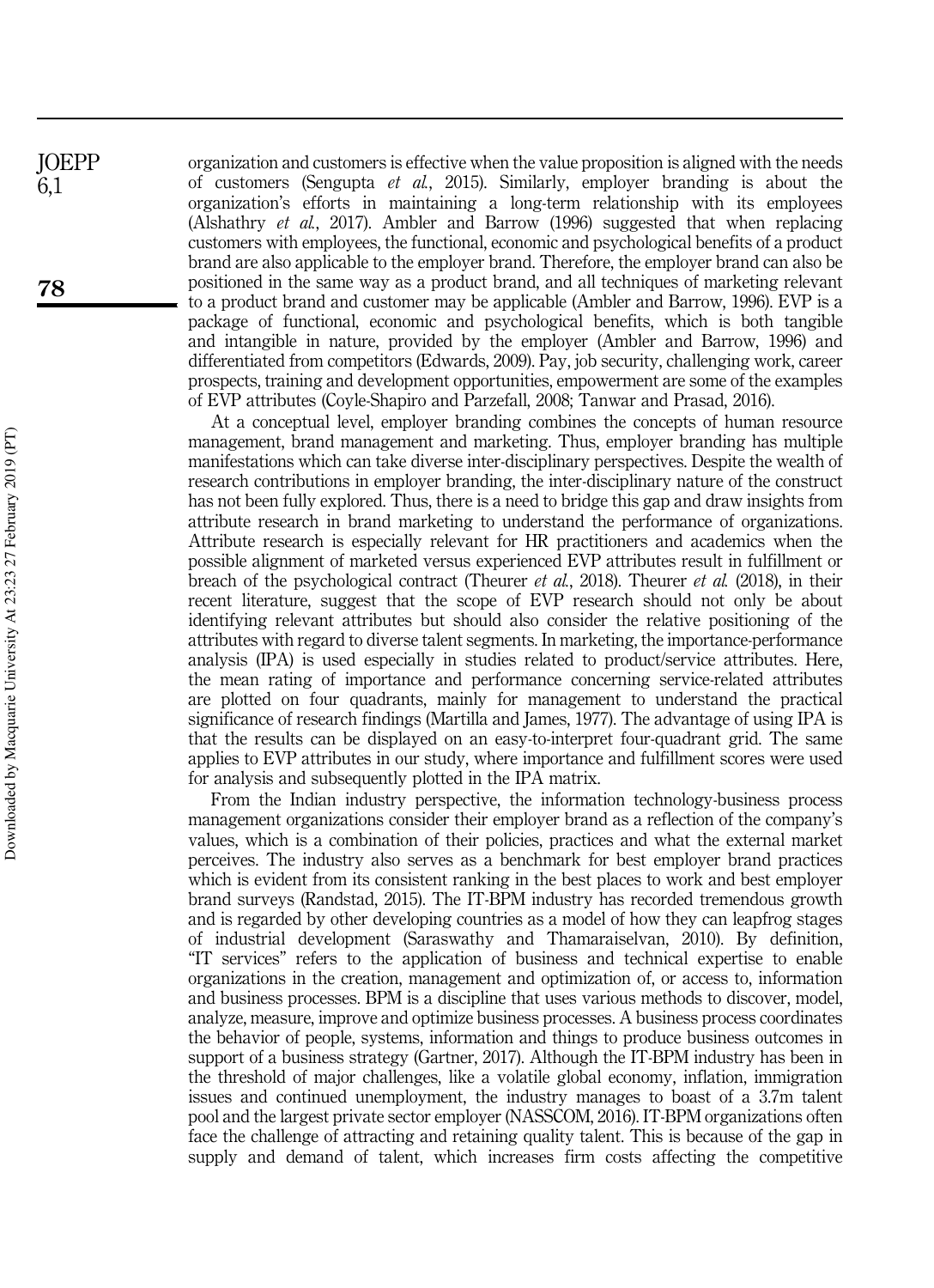organization and customers is effective when the value proposition is aligned with the needs of customers (Sengupta *et al.*, 2015). Similarly, employer branding is about the organization's efforts in maintaining a long-term relationship with its employees (Alshathry *et al.*, 2017). Ambler and Barrow (1996) suggested that when replacing customers with employees, the functional, economic and psychological benefits of a product brand are also applicable to the employer brand. Therefore, the employer brand can also be positioned in the same way as a product brand, and all techniques of marketing relevant to a product brand and customer may be applicable (Ambler and Barrow, 1996). EVP is a package of functional, economic and psychological benefits, which is both tangible and intangible in nature, provided by the employer (Ambler and Barrow, 1996) and differentiated from competitors (Edwards, 2009). Pay, job security, challenging work, career prospects, training and development opportunities, empowerment are some of the examples of EVP attributes (Coyle-Shapiro and Parzefall, 2008; Tanwar and Prasad, 2016).

At a conceptual level, employer branding combines the concepts of human resource management, brand management and marketing. Thus, employer branding has multiple manifestations which can take diverse inter-disciplinary perspectives. Despite the wealth of research contributions in employer branding, the inter-disciplinary nature of the construct has not been fully explored. Thus, there is a need to bridge this gap and draw insights from attribute research in brand marketing to understand the performance of organizations. Attribute research is especially relevant for HR practitioners and academics when the possible alignment of marketed versus experienced EVP attributes result in fulfillment or breach of the psychological contract (Theurer *et al.*, 2018). Theurer *et al.* (2018), in their recent literature, suggest that the scope of EVP research should not only be about identifying relevant attributes but should also consider the relative positioning of the attributes with regard to diverse talent segments. In marketing, the importance-performance analysis (IPA) is used especially in studies related to product/service attributes. Here, the mean rating of importance and performance concerning service-related attributes are plotted on four quadrants, mainly for management to understand the practical significance of research findings (Martilla and James, 1977). The advantage of using IPA is that the results can be displayed on an easy-to-interpret four-quadrant grid. The same applies to EVP attributes in our study, where importance and fulfillment scores were used for analysis and subsequently plotted in the IPA matrix.

From the Indian industry perspective, the information technology-business process management organizations consider their employer brand as a reflection of the company's values, which is a combination of their policies, practices and what the external market perceives. The industry also serves as a benchmark for best employer brand practices which is evident from its consistent ranking in the best places to work and best employer brand surveys (Randstad, 2015). The IT-BPM industry has recorded tremendous growth and is regarded by other developing countries as a model of how they can leapfrog stages of industrial development (Saraswathy and Thamaraiselvan, 2010). By definition, "IT services" refers to the application of business and technical expertise to enable organizations in the creation, management and optimization of, or access to, information and business processes. BPM is a discipline that uses various methods to discover, model, analyze, measure, improve and optimize business processes. A business process coordinates the behavior of people, systems, information and things to produce business outcomes in support of a business strategy (Gartner, 2017). Although the IT-BPM industry has been in the threshold of major challenges, like a volatile global economy, inflation, immigration issues and continued unemployment, the industry manages to boast of a 3.7m talent pool and the largest private sector employer (NASSCOM, 2016). IT-BPM organizations often face the challenge of attracting and retaining quality talent. This is because of the gap in supply and demand of talent, which increases firm costs affecting the competitive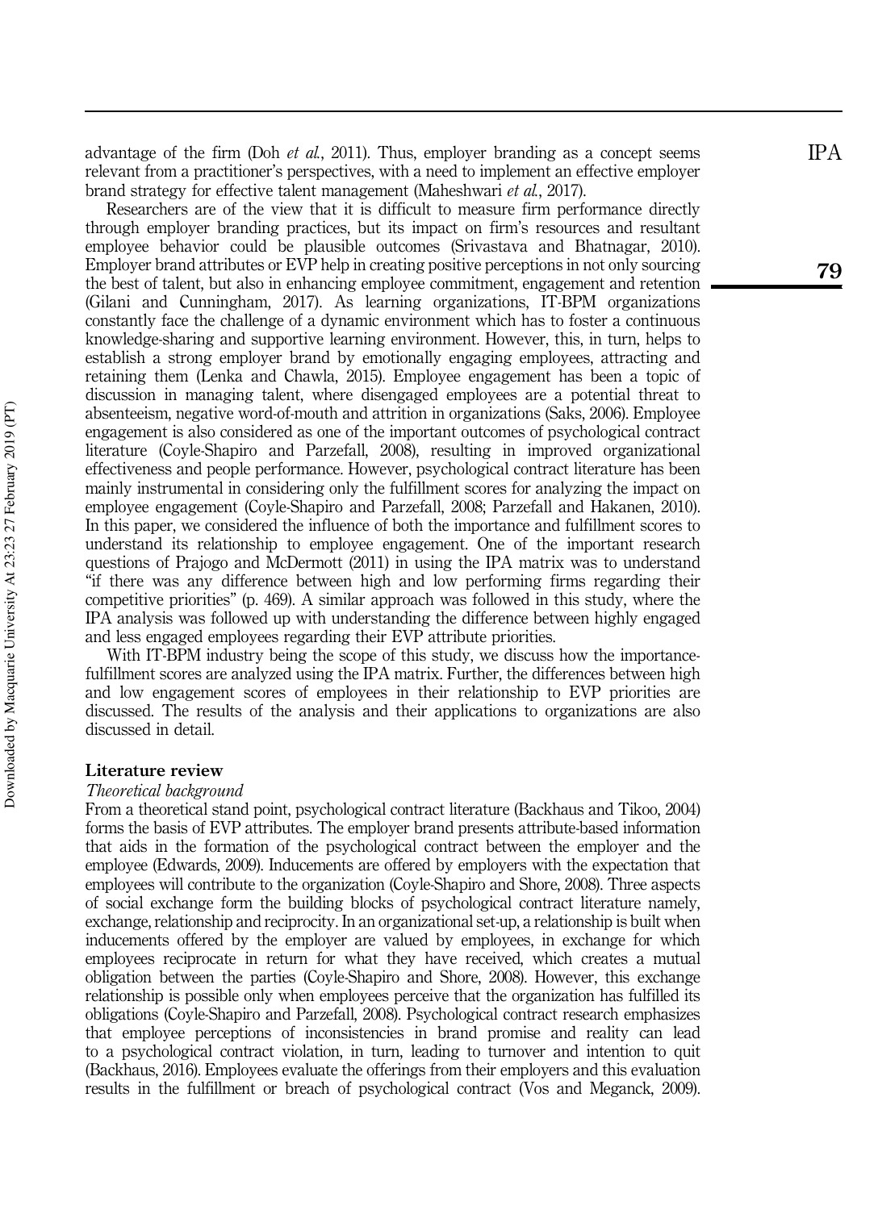advantage of the firm (Doh *et al.*, 2011). Thus, employer branding as a concept seems relevant from a practitioner's perspectives, with a need to implement an effective employer brand strategy for effective talent management (Maheshwari *et al.*, 2017).

Researchers are of the view that it is difficult to measure firm performance directly through employer branding practices, but its impact on firm's resources and resultant employee behavior could be plausible outcomes (Srivastava and Bhatnagar, 2010). Employer brand attributes or EVP help in creating positive perceptions in not only sourcing the best of talent, but also in enhancing employee commitment, engagement and retention (Gilani and Cunningham, 2017). As learning organizations, IT-BPM organizations constantly face the challenge of a dynamic environment which has to foster a continuous knowledge-sharing and supportive learning environment. However, this, in turn, helps to establish a strong employer brand by emotionally engaging employees, attracting and retaining them (Lenka and Chawla, 2015). Employee engagement has been a topic of discussion in managing talent, where disengaged employees are a potential threat to absenteeism, negative word-of-mouth and attrition in organizations (Saks, 2006). Employee engagement is also considered as one of the important outcomes of psychological contract literature (Coyle-Shapiro and Parzefall, 2008), resulting in improved organizational effectiveness and people performance. However, psychological contract literature has been mainly instrumental in considering only the fulfillment scores for analyzing the impact on employee engagement (Coyle-Shapiro and Parzefall, 2008; Parzefall and Hakanen, 2010). In this paper, we considered the influence of both the importance and fulfillment scores to understand its relationship to employee engagement. One of the important research questions of Prajogo and McDermott (2011) in using the IPA matrix was to understand "if there was any difference between high and low performing firms regarding their competitive priorities" (p. 469). A similar approach was followed in this study, where the IPA analysis was followed up with understanding the difference between highly engaged and less engaged employees regarding their EVP attribute priorities.

With IT-BPM industry being the scope of this study, we discuss how the importance-fulfillment scores are analyzed using the IPA matrix. Further, the differences between high and low engagement scores of employees in their relationship to EVP priorities are discussed. The results of the analysis and their applications to organizations are also discussed in detail.

## Literature review

### *Theoretical background*

From a theoretical stand point, psychological contract literature (Backhaus and Tikoo, 2004) forms the basis of EVP attributes. The employer brand presents attribute-based information that aids in the formation of the psychological contract between the employer and the employee (Edwards, 2009). Inducements are offered by employers with the expectation that employees will contribute to the organization (Coyle-Shapiro and Shore, 2008). Three aspects of social exchange form the building blocks of psychological contract literature namely, exchange, relationship and reciprocity. In an organizational set-up, a relationship is built when inducements offered by the employer are valued by employees, in exchange for which employees reciprocate in return for what they have received, which creates a mutual obligation between the parties (Coyle-Shapiro and Shore, 2008). However, this exchange relationship is possible only when employees perceive that the organization has fulfilled its obligations (Coyle-Shapiro and Parzefall, 2008). Psychological contract research emphasizes that employee perceptions of inconsistencies in brand promise and reality can lead to a psychological contract violation, in turn, leading to turnover and intention to quit (Backhaus, 2016). Employees evaluate the offerings from their employers and this evaluation results in the fulfillment or breach of psychological contract (Vos and Meganck, 2009).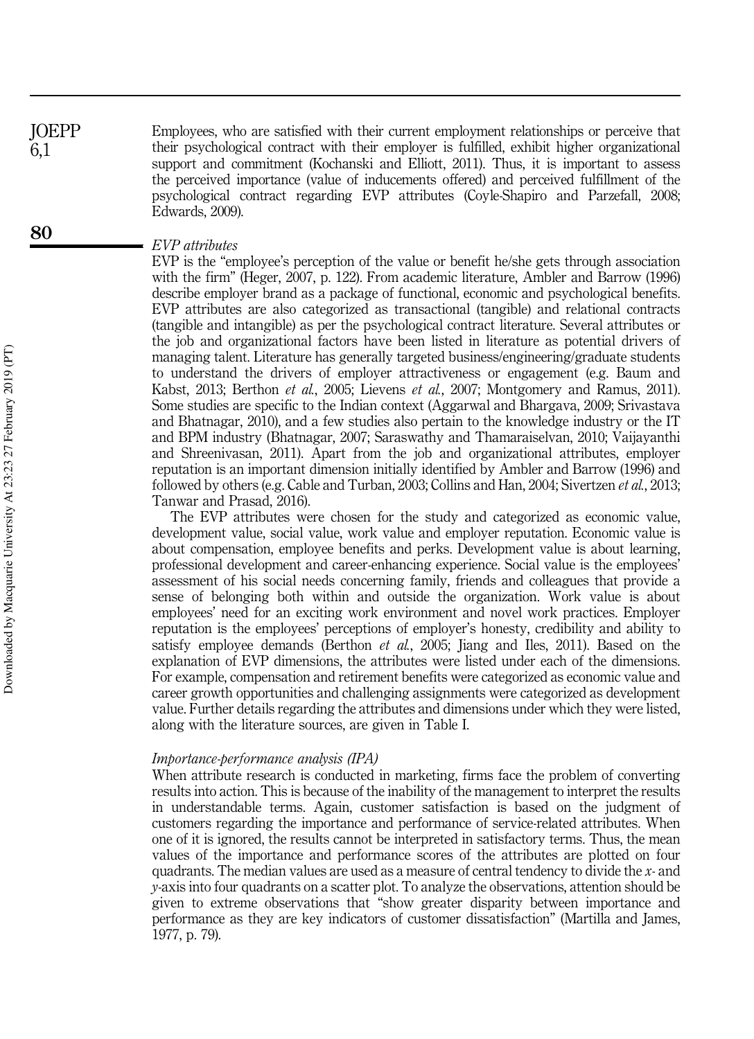Employees, who are satisfied with their current employment relationships or perceive that their psychological contract with their employer is fulfilled, exhibit higher organizational support and commitment (Kochanski and Elliott, 2011). Thus, it is important to assess the perceived importance (value of inducements offered) and perceived fulfillment of the psychological contract regarding EVP attributes (Coyle-Shapiro and Parzefall, 2008; Edwards, 2009).

### *EVP attributes*

EVP is the "employee's perception of the value or benefit he/she gets through association with the firm" (Heger, 2007, p. 122). From academic literature, Ambler and Barrow (1996) describe employer brand as a package of functional, economic and psychological benefits. EVP attributes are also categorized as transactional (tangible) and relational contracts (tangible and intangible) as per the psychological contract literature. Several attributes or the job and organizational factors have been listed in literature as potential drivers of managing talent. Literature has generally targeted business/engineering/graduate students to understand the drivers of employer attractiveness or engagement (e.g. Baum and Kabst, 2013; Berthon *et al.*, 2005; Lievens *et al.*, 2007; Montgomery and Ramus, 2011). Some studies are specific to the Indian context (Aggarwal and Bhargava, 2009; Srivastava and Bhatnagar, 2010), and a few studies also pertain to the knowledge industry or the IT and BPM industry (Bhatnagar, 2007; Saraswathy and Thamaraiselvan, 2010; Vaijayanthi and Shreenivasan, 2011). Apart from the job and organizational attributes, employer reputation is an important dimension initially identified by Ambler and Barrow (1996) and followed by others (e.g. Cable and Turban, 2003; Collins and Han, 2004; Sivertzen *et al.*, 2013; Tanwar and Prasad, 2016).

The EVP attributes were chosen for the study and categorized as economic value, development value, social value, work value and employer reputation. Economic value is about compensation, employee benefits and perks. Development value is about learning, professional development and career-enhancing experience. Social value is the employees' assessment of his social needs concerning family, friends and colleagues that provide a sense of belonging both within and outside the organization. Work value is about employees' need for an exciting work environment and novel work practices. Employer reputation is the employees' perceptions of employer's honesty, credibility and ability to satisfy employee demands (Berthon *et al.*, 2005; Jiang and Iles, 2011). Based on the explanation of EVP dimensions, the attributes were listed under each of the dimensions. For example, compensation and retirement benefits were categorized as economic value and career growth opportunities and challenging assignments were categorized as development value. Further details regarding the attributes and dimensions under which they were listed, along with the literature sources, are given in Table I.

### *Importance-performance analysis (IPA)*

When attribute research is conducted in marketing, firms face the problem of converting results into action. This is because of the inability of the management to interpret the results in understandable terms. Again, customer satisfaction is based on the judgment of customers regarding the importance and performance of service-related attributes. When one of it is ignored, the results cannot be interpreted in satisfactory terms. Thus, the mean values of the importance and performance scores of the attributes are plotted on four quadrants. The median values are used as a measure of central tendency to divide the $x$- and $y$-axis into four quadrants on a scatter plot. To analyze the observations, attention should be given to extreme observations that "show greater disparity between importance and performance as they are key indicators of customer dissatisfaction" (Martilla and James, 1977, p. 79).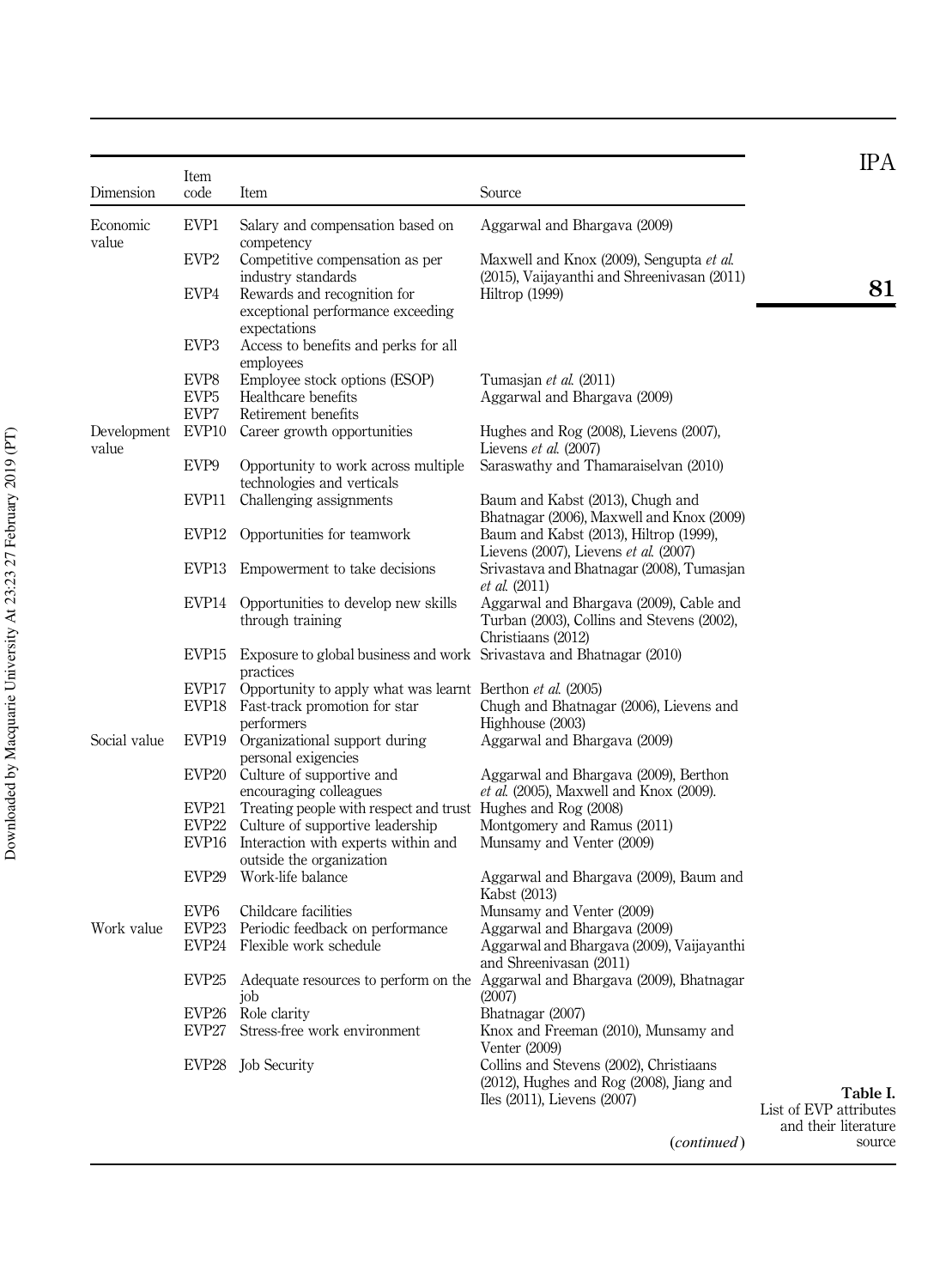| Dimension | Item code | Item | Source |
|---|---|---|---|
| Economic value | EVP1 | Salary and compensation based on competency | Aggarwal and Bhargava (2009) |
| | EVP2 | Competitive compensation as per industry standards | Maxwell and Knox (2009), Sengupta *et al.* (2015), Vaijayanthi and Shreenivasan (2011) |
| | EVP4 | Rewards and recognition for exceptional performance exceeding expectations | Hiltrop (1999) |
| | EVP3 | Access to benefits and perks for all employees | |
| | EVP8 | Employee stock options (ESOP) | Tumasjan *et al.* (2011) |
| | EVP5 | Healthcare benefits | Aggarwal and Bhargava (2009) |
| | EVP7 | Retirement benefits | |
| Development value | EVP10 | Career growth opportunities | Hughes and Rog (2008), Lievens (2007), Lievens *et al.* (2007) |
| | EVP9 | Opportunity to work across multiple technologies and verticals | Saraswathy and Thamaraiselvan (2010) |
| | EVP11 | Challenging assignments | Baum and Kabst (2013), Chugh and Bhatnagar (2006), Maxwell and Knox (2009) |
| | EVP12 | Opportunities for teamwork | Baum and Kabst (2013), Hiltrop (1999), Lievens (2007), Lievens *et al.* (2007) |
| | EVP13 | Empowerment to take decisions | Srivastava and Bhatnagar (2008), Tumasjan *et al.* (2011) |
| | EVP14 | Opportunities to develop new skills through training | Aggarwal and Bhargava (2009), Cable and Turban (2003), Collins and Stevens (2002), Christiaans (2012) |
| | EVP15 | Exposure to global business and work practices | Srivastava and Bhatnagar (2010) |
| | EVP17 | Opportunity to apply what was learnt | Berthon *et al.* (2005) |
| | EVP18 | Fast-track promotion for star performers | Chugh and Bhatnagar (2006), Lievens and Highhouse (2003) |
| Social value | EVP19 | Organizational support during personal exigencies | Aggarwal and Bhargava (2009) |
| | EVP20 | Culture of supportive and encouraging colleagues | Aggarwal and Bhargava (2009), Berthon *et al.* (2005), Maxwell and Knox (2009). |
| | EVP21 | Treating people with respect and trust | Hughes and Rog (2008) |
| | EVP22 | Culture of supportive leadership | Montgomery and Ramus (2011) |
| | EVP16 | Interaction with experts within and outside the organization | Munsamy and Venter (2009) |
| | EVP29 | Work-life balance | Aggarwal and Bhargava (2009), Baum and Kabst (2013) |
| | EVP6 | Childcare facilities | Munsamy and Venter (2009) |
| Work value | EVP23 | Periodic feedback on performance | Aggarwal and Bhargava (2009) |
| | EVP24 | Flexible work schedule | Aggarwal and Bhargava (2009), Vaijayanthi and Shreenivasan (2011) |
| | EVP25 | Adequate resources to perform on the job | Aggarwal and Bhargava (2009), Bhatnagar (2007) |
| | EVP26 | Role clarity | Bhatnagar (2007) |
| | EVP27 | Stress-free work environment | Knox and Freeman (2010), Munsamy and Venter (2009) |
| | EVP28 | Job Security | Collins and Stevens (2002), Christiaans (2012), Hughes and Rog (2008), Jiang and Iles (2011), Lievens (2007) |

(*continued*)

**Table I.** List of EVP attributes and their literature source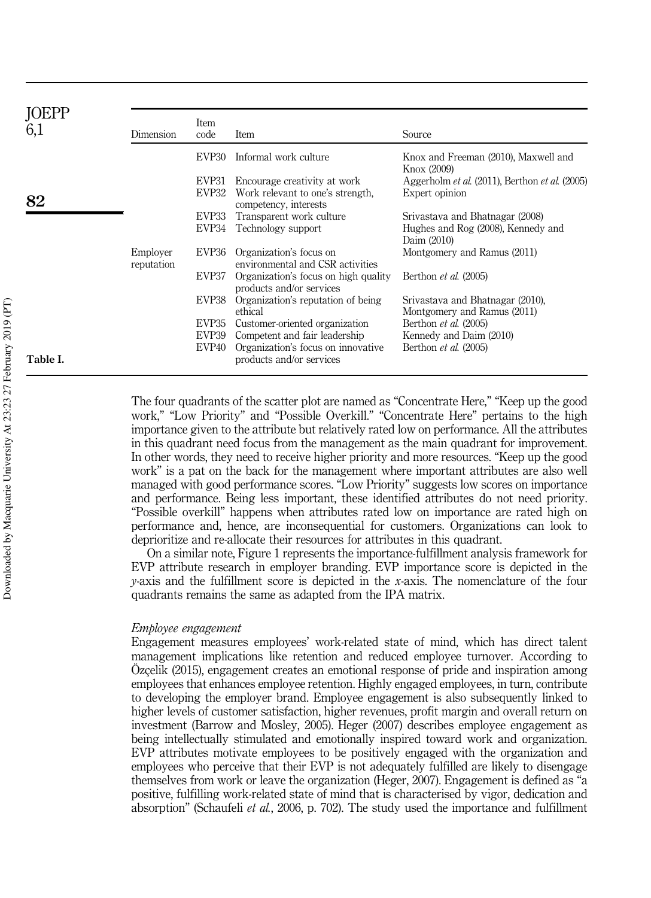**Table I.**

| Dimension | Item code | Item | Source |
|---|---|---|---|
| | EVP30 | Informal work culture | Knox and Freeman (2010), Maxwell and Knox (2009) |
| | EVP31 | Encourage creativity at work | Aggerholm *et al.* (2011), Berthon *et al.* (2005) |
| | EVP32 | Work relevant to one's strength, competency, interests | Expert opinion |
| | EVP33 | Transparent work culture | Srivastava and Bhatnagar (2008) |
| | EVP34 | Technology support | Hughes and Rog (2008), Kennedy and Daim (2010) |
| Employer reputation | EVP36 | Organization's focus on environmental and CSR activities | Montgomery and Ramus (2011) |
| | EVP37 | Organization's focus on high quality products and/or services | Berthon *et al.* (2005) |
| | EVP38 | Organization's reputation of being ethical | Srivastava and Bhatnagar (2010), Montgomery and Ramus (2011) |
| | EVP35 | Customer-oriented organization | Berthon *et al.* (2005) |
| | EVP39 | Competent and fair leadership | Kennedy and Daim (2010) |
| | EVP40 | Organization's focus on innovative products and/or services | Berthon *et al.* (2005) |

The four quadrants of the scatter plot are named as "Concentrate Here," "Keep up the good work," "Low Priority" and "Possible Overkill." "Concentrate Here" pertains to the high importance given to the attribute but relatively rated low on performance. All the attributes in this quadrant need focus from the management as the main quadrant for improvement. In other words, they need to receive higher priority and more resources. "Keep up the good work" is a pat on the back for the management where important attributes are also well managed with good performance scores. "Low Priority" suggests low scores on importance and performance. Being less important, these identified attributes do not need priority. "Possible overkill" happens when attributes rated low on importance are rated high on performance and, hence, are inconsequential for customers. Organizations can look to deprioritize and re-allocate their resources for attributes in this quadrant.

On a similar note, Figure 1 represents the importance-fulfillment analysis framework for EVP attribute research in employer branding. EVP importance score is depicted in the *y*-axis and the fulfillment score is depicted in the *x*-axis. The nomenclature of the four quadrants remains the same as adapted from the IPA matrix.

### *Employee engagement*

Engagement measures employees' work-related state of mind, which has direct talent management implications like retention and reduced employee turnover. According to Özçelik (2015), engagement creates an emotional response of pride and inspiration among employees that enhances employee retention. Highly engaged employees, in turn, contribute to developing the employer brand. Employee engagement is also subsequently linked to higher levels of customer satisfaction, higher revenues, profit margin and overall return on investment (Barrow and Mosley, 2005). Heger (2007) describes employee engagement as being intellectually stimulated and emotionally inspired toward work and organization. EVP attributes motivate employees to be positively engaged with the organization and employees who perceive that their EVP is not adequately fulfilled are likely to disengage themselves from work or leave the organization (Heger, 2007). Engagement is defined as "a positive, fulfilling work-related state of mind that is characterised by vigor, dedication and absorption" (Schaufeli *et al.*, 2006, p. 702). The study used the importance and fulfillment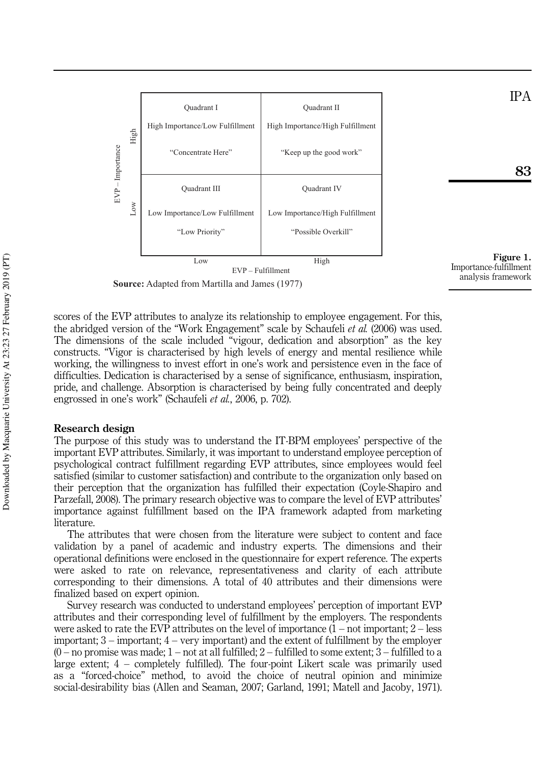| | Low<br>EVP – Fulfillment | High<br>EVP – Fulfillment |
|---|---|---|
| **High**<br>EVP – Importance | Quadrant I<br>High Importance/Low Fulfillment<br>"Concentrate Here" | Quadrant II<br>High Importance/High Fulfillment<br>"Keep up the good work" |
| **Low**<br>EVP – Importance | Quadrant III<br>Low Importance/Low Fulfillment<br>"Low Priority" | Quadrant IV<br>Low Importance/High Fulfillment<br>"Possible Overkill" |

**Source:** Adapted from Martilla and James (1977)

**Figure 1.** Importance-fulfillment analysis framework

scores of the EVP attributes to analyze its relationship to employee engagement. For this, the abridged version of the "Work Engagement" scale by Schaufeli *et al.* (2006) was used. The dimensions of the scale included "vigour, dedication and absorption" as the key constructs. "Vigor is characterised by high levels of energy and mental resilience while working, the willingness to invest effort in one's work and persistence even in the face of difficulties. Dedication is characterised by a sense of significance, enthusiasm, inspiration, pride, and challenge. Absorption is characterised by being fully concentrated and deeply engrossed in one's work" (Schaufeli *et al.*, 2006, p. 702).

## Research design

The purpose of this study was to understand the IT-BPM employees' perspective of the important EVP attributes. Similarly, it was important to understand employee perception of psychological contract fulfillment regarding EVP attributes, since employees would feel satisfied (similar to customer satisfaction) and contribute to the organization only based on their perception that the organization has fulfilled their expectation (Coyle-Shapiro and Parzefall, 2008). The primary research objective was to compare the level of EVP attributes' importance against fulfillment based on the IPA framework adapted from marketing literature.

The attributes that were chosen from the literature were subject to content and face validation by a panel of academic and industry experts. The dimensions and their operational definitions were enclosed in the questionnaire for expert reference. The experts were asked to rate on relevance, representativeness and clarity of each attribute corresponding to their dimensions. A total of 40 attributes and their dimensions were finalized based on expert opinion.

Survey research was conducted to understand employees' perception of important EVP attributes and their corresponding level of fulfillment by the employers. The respondents were asked to rate the EVP attributes on the level of importance (1 – not important; 2 – less important; 3 – important; 4 – very important) and the extent of fulfillment by the employer (0 – no promise was made; 1 – not at all fulfilled; 2 – fulfilled to some extent; 3 – fulfilled to a large extent; 4 – completely fulfilled). The four-point Likert scale was primarily used as a "forced-choice" method, to avoid the choice of neutral opinion and minimize social-desirability bias (Allen and Seaman, 2007; Garland, 1991; Matell and Jacoby, 1971).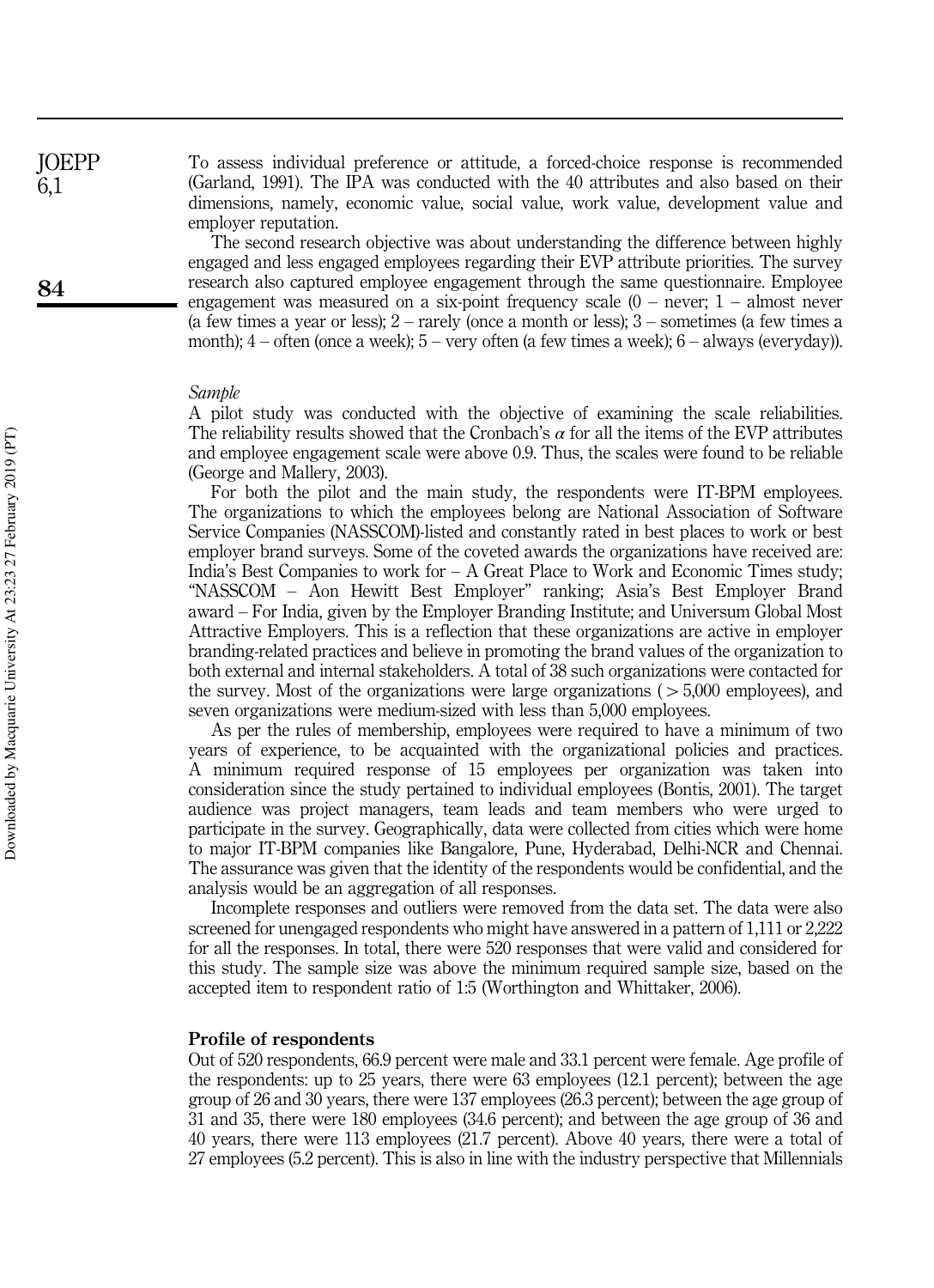To assess individual preference or attitude, a forced-choice response is recommended (Garland, 1991). The IPA was conducted with the 40 attributes and also based on their dimensions, namely, economic value, social value, work value, development value and employer reputation.

The second research objective was about understanding the difference between highly engaged and less engaged employees regarding their EVP attribute priorities. The survey research also captured employee engagement through the same questionnaire. Employee engagement was measured on a six-point frequency scale (0 – never; 1 – almost never (a few times a year or less); 2 – rarely (once a month or less); 3 – sometimes (a few times a month); 4 – often (once a week); 5 – very often (a few times a week); 6 – always (everyday)).

*Sample*

A pilot study was conducted with the objective of examining the scale reliabilities. The reliability results showed that the Cronbach's $\alpha$ for all the items of the EVP attributes and employee engagement scale were above 0.9. Thus, the scales were found to be reliable (George and Mallery, 2003).

For both the pilot and the main study, the respondents were IT-BPM employees. The organizations to which the employees belong are National Association of Software Service Companies (NASSCOM)-listed and constantly rated in best places to work or best employer brand surveys. Some of the coveted awards the organizations have received are: India's Best Companies to work for – A Great Place to Work and Economic Times study; "NASSCOM – Aon Hewitt Best Employer" ranking; Asia's Best Employer Brand award – For India, given by the Employer Branding Institute; and Universum Global Most Attractive Employers. This is a reflection that these organizations are active in employer branding-related practices and believe in promoting the brand values of the organization to both external and internal stakeholders. A total of 38 such organizations were contacted for the survey. Most of the organizations were large organizations ( > 5,000 employees), and seven organizations were medium-sized with less than 5,000 employees.

As per the rules of membership, employees were required to have a minimum of two years of experience, to be acquainted with the organizational policies and practices. A minimum required response of 15 employees per organization was taken into consideration since the study pertained to individual employees (Bontis, 2001). The target audience was project managers, team leads and team members who were urged to participate in the survey. Geographically, data were collected from cities which were home to major IT-BPM companies like Bangalore, Pune, Hyderabad, Delhi-NCR and Chennai. The assurance was given that the identity of the respondents would be confidential, and the analysis would be an aggregation of all responses.

Incomplete responses and outliers were removed from the data set. The data were also screened for unengaged respondents who might have answered in a pattern of 1,111 or 2,222 for all the responses. In total, there were 520 responses that were valid and considered for this study. The sample size was above the minimum required sample size, based on the accepted item to respondent ratio of 1:5 (Worthington and Whittaker, 2006).

## Profile of respondents

Out of 520 respondents, 66.9 percent were male and 33.1 percent were female. Age profile of the respondents: up to 25 years, there were 63 employees (12.1 percent); between the age group of 26 and 30 years, there were 137 employees (26.3 percent); between the age group of 31 and 35, there were 180 employees (34.6 percent); and between the age group of 36 and 40 years, there were 113 employees (21.7 percent). Above 40 years, there were a total of 27 employees (5.2 percent). This is also in line with the industry perspective that Millennials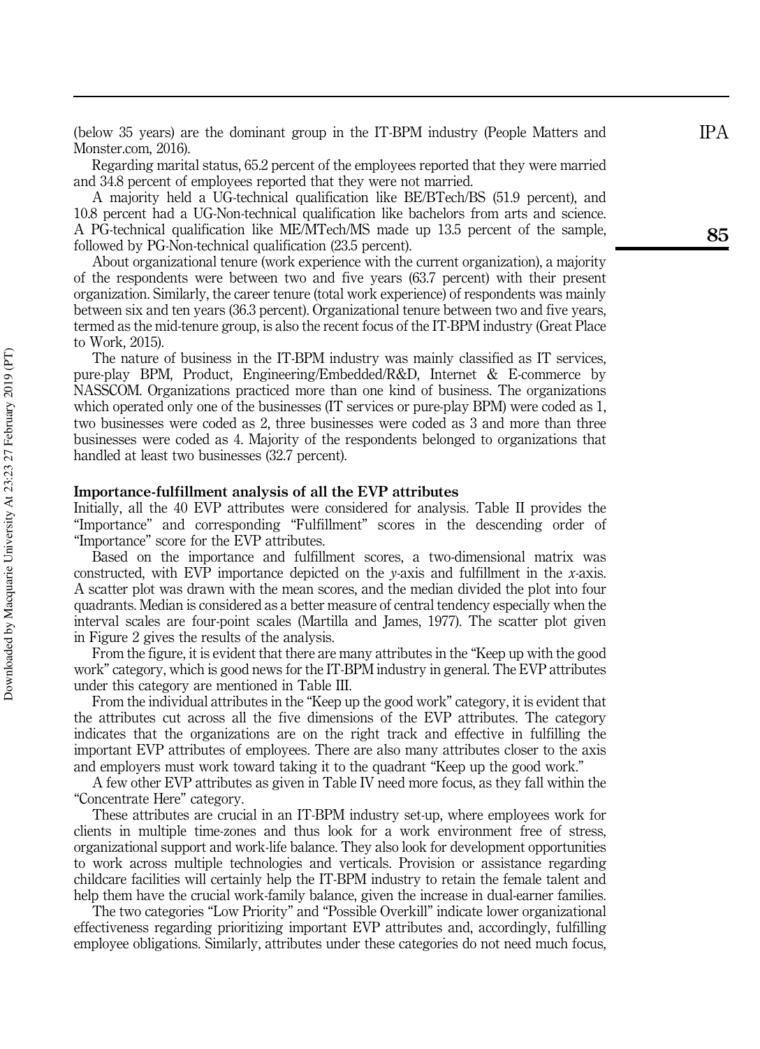(below 35 years) are the dominant group in the IT-BPM industry (People Matters and Monster.com, 2016).

Regarding marital status, 65.2 percent of the employees reported that they were married and 34.8 percent of employees reported that they were not married.

A majority held a UG-technical qualification like BE/BTech/BS (51.9 percent), and 10.8 percent had a UG-Non-technical qualification like bachelors from arts and science. A PG-technical qualification like ME/MTech/MS made up 13.5 percent of the sample, followed by PG-Non-technical qualification (23.5 percent).

About organizational tenure (work experience with the current organization), a majority of the respondents were between two and five years (63.7 percent) with their present organization. Similarly, the career tenure (total work experience) of respondents was mainly between six and ten years (36.3 percent). Organizational tenure between two and five years, termed as the mid-tenure group, is also the recent focus of the IT-BPM industry (Great Place to Work, 2015).

The nature of business in the IT-BPM industry was mainly classified as IT services, pure-play BPM, Product, Engineering/Embedded/R&D, Internet & E-commerce by NASSCOM. Organizations practiced more than one kind of business. The organizations which operated only one of the businesses (IT services or pure-play BPM) were coded as 1, two businesses were coded as 2, three businesses were coded as 3 and more than three businesses were coded as 4. Majority of the respondents belonged to organizations that handled at least two businesses (32.7 percent).

### Importance-fulfillment analysis of all the EVP attributes

Initially, all the 40 EVP attributes were considered for analysis. Table II provides the "Importance" and corresponding "Fulfillment" scores in the descending order of "Importance" score for the EVP attributes.

Based on the importance and fulfillment scores, a two-dimensional matrix was constructed, with EVP importance depicted on the *y*-axis and fulfillment in the *x*-axis. A scatter plot was drawn with the mean scores, and the median divided the plot into four quadrants. Median is considered as a better measure of central tendency especially when the interval scales are four-point scales (Martilla and James, 1977). The scatter plot given in Figure 2 gives the results of the analysis.

From the figure, it is evident that there are many attributes in the "Keep up with the good work" category, which is good news for the IT-BPM industry in general. The EVP attributes under this category are mentioned in Table III.

From the individual attributes in the "Keep up the good work" category, it is evident that the attributes cut across all the five dimensions of the EVP attributes. The category indicates that the organizations are on the right track and effective in fulfilling the important EVP attributes of employees. There are also many attributes closer to the axis and employers must work toward taking it to the quadrant "Keep up the good work."

A few other EVP attributes as given in Table IV need more focus, as they fall within the "Concentrate Here" category.

These attributes are crucial in an IT-BPM industry set-up, where employees work for clients in multiple time-zones and thus look for a work environment free of stress, organizational support and work-life balance. They also look for development opportunities to work across multiple technologies and verticals. Provision or assistance regarding childcare facilities will certainly help the IT-BPM industry to retain the female talent and help them have the crucial work-family balance, given the increase in dual-earner families.

The two categories "Low Priority" and "Possible Overkill" indicate lower organizational effectiveness regarding prioritizing important EVP attributes and, accordingly, fulfilling employee obligations. Similarly, attributes under these categories do not need much focus,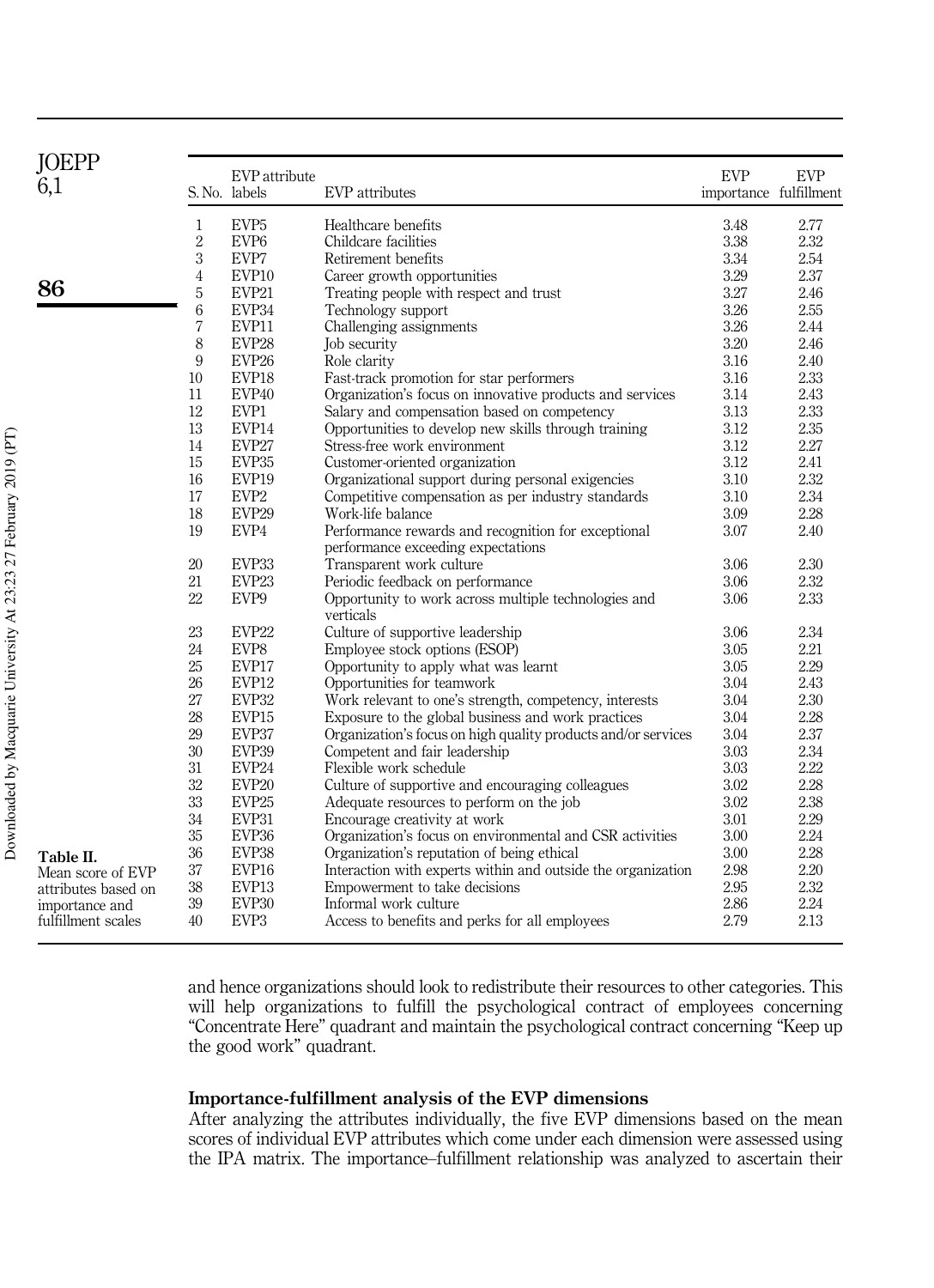**Table II.** Mean score of EVP attributes based on importance and fulfillment scales

| S. No. | EVP attribute labels | EVP attributes | EVP importance | EVP fulfillment |
|---|---|---|---|---|
| 1 | EVP5 | Healthcare benefits | 3.48 | 2.77 |
| 2 | EVP6 | Childcare facilities | 3.38 | 2.32 |
| 3 | EVP7 | Retirement benefits | 3.34 | 2.54 |
| 4 | EVP10 | Career growth opportunities | 3.29 | 2.37 |
| 5 | EVP21 | Treating people with respect and trust | 3.27 | 2.46 |
| 6 | EVP34 | Technology support | 3.26 | 2.55 |
| 7 | EVP11 | Challenging assignments | 3.26 | 2.44 |
| 8 | EVP28 | Job security | 3.20 | 2.46 |
| 9 | EVP26 | Role clarity | 3.16 | 2.40 |
| 10 | EVP18 | Fast-track promotion for star performers | 3.16 | 2.33 |
| 11 | EVP40 | Organization's focus on innovative products and services | 3.14 | 2.43 |
| 12 | EVP1 | Salary and compensation based on competency | 3.13 | 2.33 |
| 13 | EVP14 | Opportunities to develop new skills through training | 3.12 | 2.35 |
| 14 | EVP27 | Stress-free work environment | 3.12 | 2.27 |
| 15 | EVP35 | Customer-oriented organization | 3.12 | 2.41 |
| 16 | EVP19 | Organizational support during personal exigencies | 3.10 | 2.32 |
| 17 | EVP2 | Competitive compensation as per industry standards | 3.10 | 2.34 |
| 18 | EVP29 | Work-life balance | 3.09 | 2.28 |
| 19 | EVP4 | Performance rewards and recognition for exceptional performance exceeding expectations | 3.07 | 2.40 |
| 20 | EVP33 | Transparent work culture | 3.06 | 2.30 |
| 21 | EVP23 | Periodic feedback on performance | 3.06 | 2.32 |
| 22 | EVP9 | Opportunity to work across multiple technologies and verticals | 3.06 | 2.33 |
| 23 | EVP22 | Culture of supportive leadership | 3.06 | 2.34 |
| 24 | EVP8 | Employee stock options (ESOP) | 3.05 | 2.21 |
| 25 | EVP17 | Opportunity to apply what was learnt | 3.05 | 2.29 |
| 26 | EVP12 | Opportunities for teamwork | 3.04 | 2.43 |
| 27 | EVP32 | Work relevant to one's strength, competency, interests | 3.04 | 2.30 |
| 28 | EVP15 | Exposure to the global business and work practices | 3.04 | 2.28 |
| 29 | EVP37 | Organization's focus on high quality products and/or services | 3.04 | 2.37 |
| 30 | EVP39 | Competent and fair leadership | 3.03 | 2.34 |
| 31 | EVP24 | Flexible work schedule | 3.03 | 2.22 |
| 32 | EVP20 | Culture of supportive and encouraging colleagues | 3.02 | 2.28 |
| 33 | EVP25 | Adequate resources to perform on the job | 3.02 | 2.38 |
| 34 | EVP31 | Encourage creativity at work | 3.01 | 2.29 |
| 35 | EVP36 | Organization's focus on environmental and CSR activities | 3.00 | 2.24 |
| 36 | EVP38 | Organization's reputation of being ethical | 3.00 | 2.28 |
| 37 | EVP16 | Interaction with experts within and outside the organization | 2.98 | 2.20 |
| 38 | EVP13 | Empowerment to take decisions | 2.95 | 2.32 |
| 39 | EVP30 | Informal work culture | 2.86 | 2.24 |
| 40 | EVP3 | Access to benefits and perks for all employees | 2.79 | 2.13 |

and hence organizations should look to redistribute their resources to other categories. This will help organizations to fulfill the psychological contract of employees concerning "Concentrate Here" quadrant and maintain the psychological contract concerning "Keep up the good work" quadrant.

### Importance-fulfillment analysis of the EVP dimensions

After analyzing the attributes individually, the five EVP dimensions based on the mean scores of individual EVP attributes which come under each dimension were assessed using the IPA matrix. The importance–fulfillment relationship was analyzed to ascertain their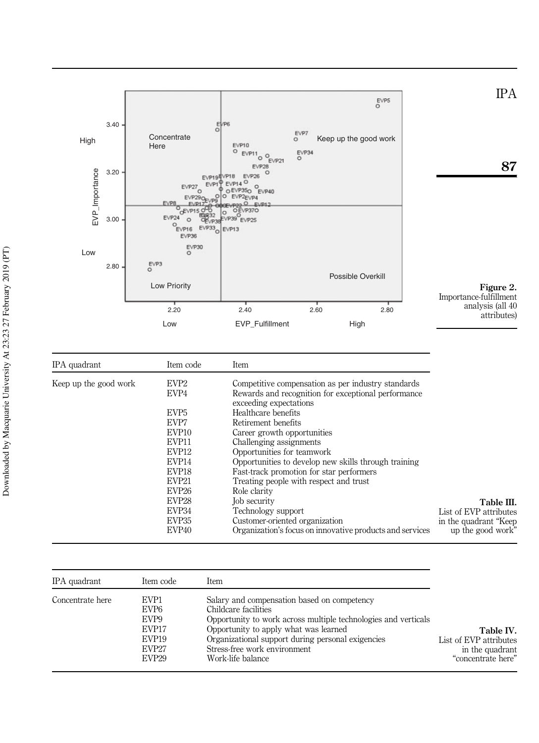Figure 2. Importance-fulfillment analysis (all 40 attributes)

| IPA quadrant | Item code | Item |
|---|---|---|
| Keep up the good work | EVP2 | Competitive compensation as per industry standards |
| | EVP4 | Rewards and recognition for exceptional performance exceeding expectations |
| | EVP5 | Healthcare benefits |
| | EVP7 | Retirement benefits |
| | EVP10 | Career growth opportunities |
| | EVP11 | Challenging assignments |
| | EVP12 | Opportunities for teamwork |
| | EVP14 | Opportunities to develop new skills through training |
| | EVP18 | Fast-track promotion for star performers |
| | EVP21 | Treating people with respect and trust |
| | EVP26 | Role clarity |
| | EVP28 | Job security |
| | EVP34 | Technology support |
| | EVP35 | Customer-oriented organization |
| | EVP40 | Organization's focus on innovative products and services |

Table III. List of EVP attributes in the quadrant "Keep up the good work"

| IPA quadrant | Item code | Item |
|---|---|---|
| Concentrate here | EVP1 | Salary and compensation based on competency |
| | EVP6 | Childcare facilities |
| | EVP9 | Opportunity to work across multiple technologies and verticals |
| | EVP17 | Opportunity to apply what was learned |
| | EVP19 | Organizational support during personal exigencies |
| | EVP27 | Stress-free work environment |
| | EVP29 | Work-life balance |

Table IV. List of EVP attributes in the quadrant "concentrate here"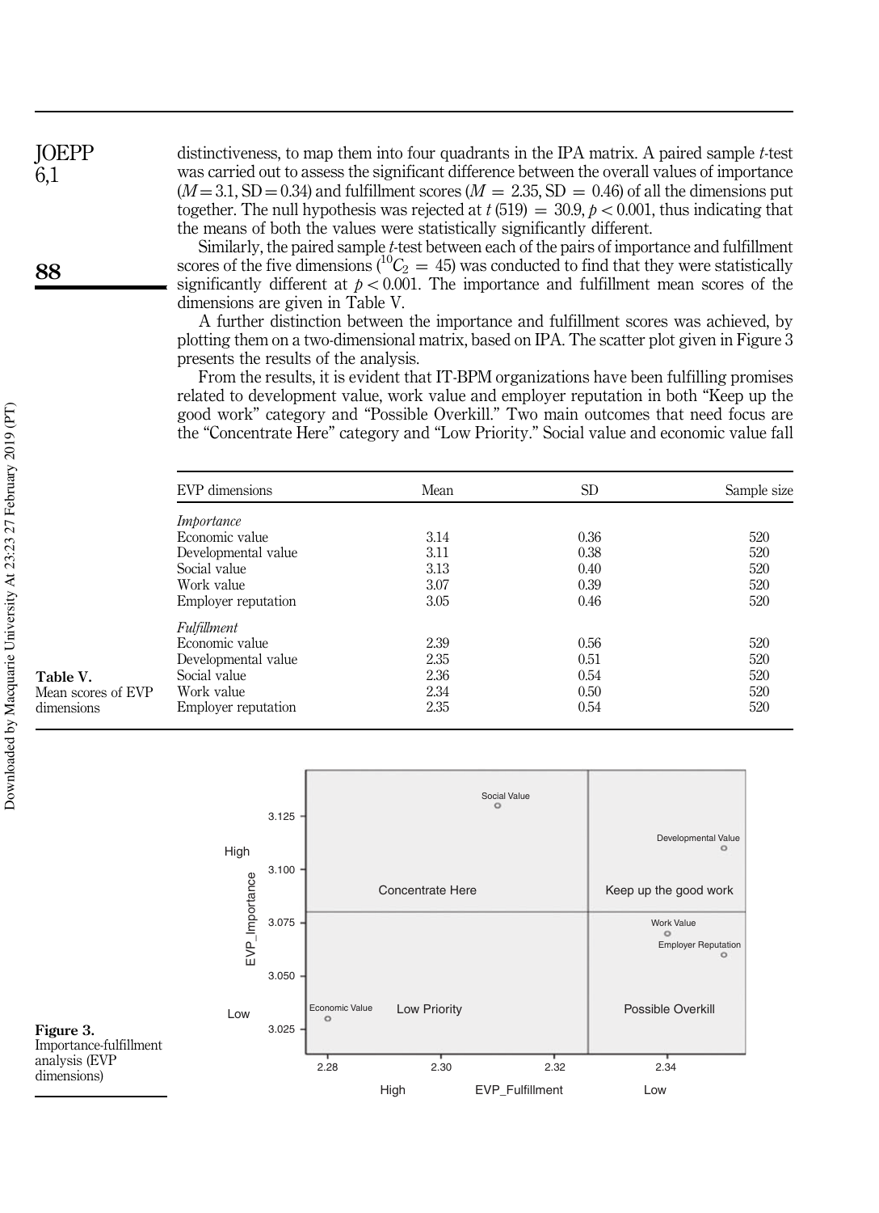distinctiveness, to map them into four quadrants in the IPA matrix. A paired sample *t*-test was carried out to assess the significant difference between the overall values of importance ($M = 3.1$, $SD = 0.34$) and fulfillment scores ($M = 2.35$, $SD = 0.46$) of all the dimensions put together. The null hypothesis was rejected at $t\,(519) = 30.9$, $p < 0.001$, thus indicating that the means of both the values were statistically significantly different.

Similarly, the paired sample *t*-test between each of the pairs of importance and fulfillment scores of the five dimensions ($^{10}C_2 = 45$) was conducted to find that they were statistically significantly different at $p < 0.001$. The importance and fulfillment mean scores of the dimensions are given in Table V.

A further distinction between the importance and fulfillment scores was achieved, by plotting them on a two-dimensional matrix, based on IPA. The scatter plot given in Figure 3 presents the results of the analysis.

From the results, it is evident that IT-BPM organizations have been fulfilling promises related to development value, work value and employer reputation in both "Keep up the good work" category and "Possible Overkill." Two main outcomes that need focus are the "Concentrate Here" category and "Low Priority." Social value and economic value fall

**Table V.** Mean scores of EVP dimensions

| EVP dimensions | Mean | SD | Sample size |
|---|---|---|---|
| *Importance* | | | |
| Economic value | 3.14 | 0.36 | 520 |
| Developmental value | 3.11 | 0.38 | 520 |
| Social value | 3.13 | 0.40 | 520 |
| Work value | 3.07 | 0.39 | 520 |
| Employer reputation | 3.05 | 0.46 | 520 |
| *Fulfillment* | | | |
| Economic value | 2.39 | 0.56 | 520 |
| Developmental value | 2.35 | 0.51 | 520 |
| Social value | 2.36 | 0.54 | 520 |
| Work value | 2.34 | 0.50 | 520 |
| Employer reputation | 2.35 | 0.54 | 520 |

**Figure 3.** Importance-fulfillment analysis (EVP dimensions)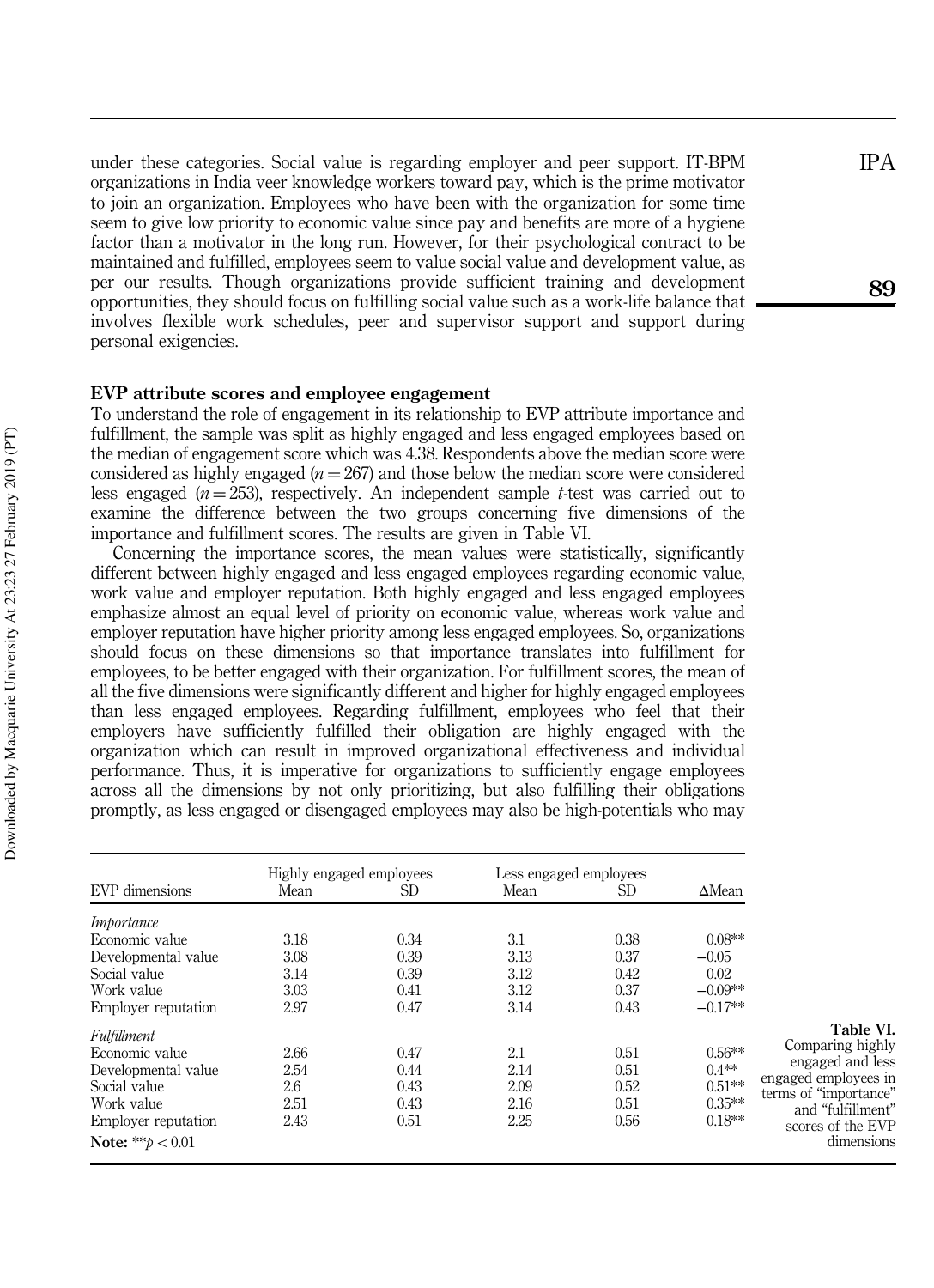under these categories. Social value is regarding employer and peer support. IT-BPM organizations in India veer knowledge workers toward pay, which is the prime motivator to join an organization. Employees who have been with the organization for some time seem to give low priority to economic value since pay and benefits are more of a hygiene factor than a motivator in the long run. However, for their psychological contract to be maintained and fulfilled, employees seem to value social value and development value, as per our results. Though organizations provide sufficient training and development opportunities, they should focus on fulfilling social value such as a work-life balance that involves flexible work schedules, peer and supervisor support and support during personal exigencies.

### EVP attribute scores and employee engagement

To understand the role of engagement in its relationship to EVP attribute importance and fulfillment, the sample was split as highly engaged and less engaged employees based on the median of engagement score which was 4.38. Respondents above the median score were considered as highly engaged ($n = 267$) and those below the median score were considered less engaged ($n = 253$), respectively. An independent sample *t*-test was carried out to examine the difference between the two groups concerning five dimensions of the importance and fulfillment scores. The results are given in Table VI.

Concerning the importance scores, the mean values were statistically, significantly different between highly engaged and less engaged employees regarding economic value, work value and employer reputation. Both highly engaged and less engaged employees emphasize almost an equal level of priority on economic value, whereas work value and employer reputation have higher priority among less engaged employees. So, organizations should focus on these dimensions so that importance translates into fulfillment for employees, to be better engaged with their organization. For fulfillment scores, the mean of all the five dimensions were significantly different and higher for highly engaged employees than less engaged employees. Regarding fulfillment, employees who feel that their employers have sufficiently fulfilled their obligation are highly engaged with the organization which can result in improved organizational effectiveness and individual performance. Thus, it is imperative for organizations to sufficiently engage employees across all the dimensions by not only prioritizing, but also fulfilling their obligations promptly, as less engaged or disengaged employees may also be high-potentials who may

| EVP dimensions | Highly engaged employees | | Less engaged employees | | |
|---|---|---|---|---|---|
| | Mean | SD | Mean | SD | ΔMean |
| *Importance* | | | | | |
| Economic value | 3.18 | 0.34 | 3.1 | 0.38 | 0.08** |
| Developmental value | 3.08 | 0.39 | 3.13 | 0.37 | −0.05 |
| Social value | 3.14 | 0.39 | 3.12 | 0.42 | 0.02 |
| Work value | 3.03 | 0.41 | 3.12 | 0.37 | −0.09** |
| Employer reputation | 2.97 | 0.47 | 3.14 | 0.43 | −0.17** |
| *Fulfillment* | | | | | |
| Economic value | 2.66 | 0.47 | 2.1 | 0.51 | 0.56** |
| Developmental value | 2.54 | 0.44 | 2.14 | 0.51 | 0.4** |
| Social value | 2.6 | 0.43 | 2.09 | 0.52 | 0.51** |
| Work value | 2.51 | 0.43 | 2.16 | 0.51 | 0.35** |
| Employer reputation | 2.43 | 0.51 | 2.25 | 0.56 | 0.18** |

**Note:** $^{**}p < 0.01$

**Table VI.** Comparing highly engaged and less engaged employees in terms of "importance" and "fulfillment" scores of the EVP dimensions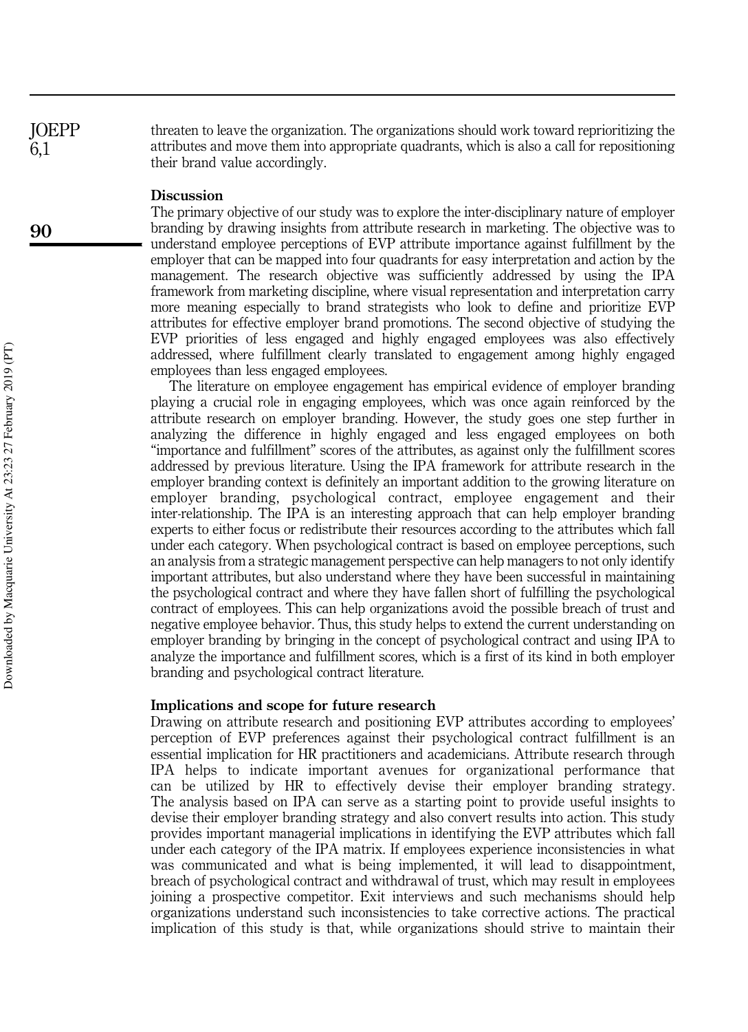threaten to leave the organization. The organizations should work toward reprioritizing the attributes and move them into appropriate quadrants, which is also a call for repositioning their brand value accordingly.

## Discussion

The primary objective of our study was to explore the inter-disciplinary nature of employer branding by drawing insights from attribute research in marketing. The objective was to understand employee perceptions of EVP attribute importance against fulfillment by the employer that can be mapped into four quadrants for easy interpretation and action by the management. The research objective was sufficiently addressed by using the IPA framework from marketing discipline, where visual representation and interpretation carry more meaning especially to brand strategists who look to define and prioritize EVP attributes for effective employer brand promotions. The second objective of studying the EVP priorities of less engaged and highly engaged employees was also effectively addressed, where fulfillment clearly translated to engagement among highly engaged employees than less engaged employees.

The literature on employee engagement has empirical evidence of employer branding playing a crucial role in engaging employees, which was once again reinforced by the attribute research on employer branding. However, the study goes one step further in analyzing the difference in highly engaged and less engaged employees on both "importance and fulfillment" scores of the attributes, as against only the fulfillment scores addressed by previous literature. Using the IPA framework for attribute research in the employer branding context is definitely an important addition to the growing literature on employer branding, psychological contract, employee engagement and their inter-relationship. The IPA is an interesting approach that can help employer branding experts to either focus or redistribute their resources according to the attributes which fall under each category. When psychological contract is based on employee perceptions, such an analysis from a strategic management perspective can help managers to not only identify important attributes, but also understand where they have been successful in maintaining the psychological contract and where they have fallen short of fulfilling the psychological contract of employees. This can help organizations avoid the possible breach of trust and negative employee behavior. Thus, this study helps to extend the current understanding on employer branding by bringing in the concept of psychological contract and using IPA to analyze the importance and fulfillment scores, which is a first of its kind in both employer branding and psychological contract literature.

## Implications and scope for future research

Drawing on attribute research and positioning EVP attributes according to employees' perception of EVP preferences against their psychological contract fulfillment is an essential implication for HR practitioners and academicians. Attribute research through IPA helps to indicate important avenues for organizational performance that can be utilized by HR to effectively devise their employer branding strategy. The analysis based on IPA can serve as a starting point to provide useful insights to devise their employer branding strategy and also convert results into action. This study provides important managerial implications in identifying the EVP attributes which fall under each category of the IPA matrix. If employees experience inconsistencies in what was communicated and what is being implemented, it will lead to disappointment, breach of psychological contract and withdrawal of trust, which may result in employees joining a prospective competitor. Exit interviews and such mechanisms should help organizations understand such inconsistencies to take corrective actions. The practical implication of this study is that, while organizations should strive to maintain their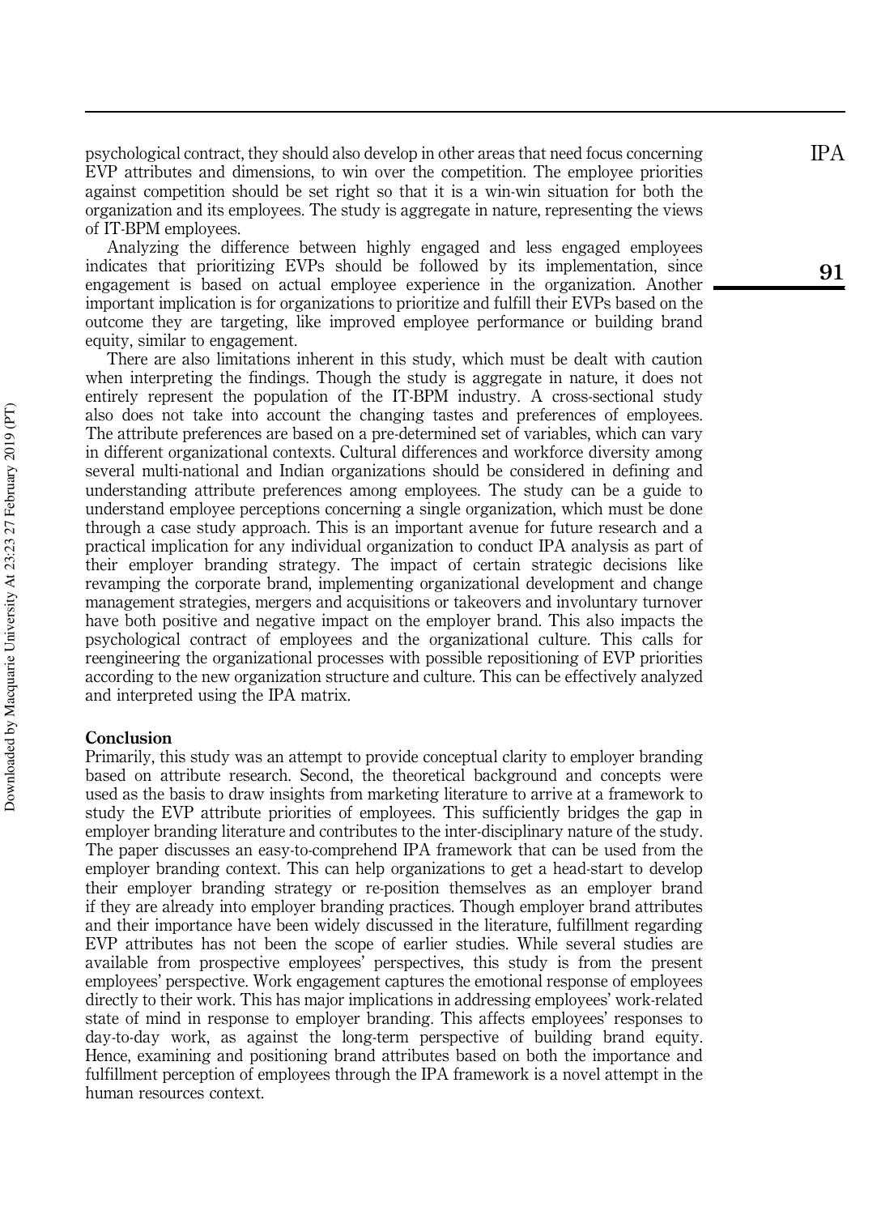psychological contract, they should also develop in other areas that need focus concerning EVP attributes and dimensions, to win over the competition. The employee priorities against competition should be set right so that it is a win-win situation for both the organization and its employees. The study is aggregate in nature, representing the views of IT-BPM employees.

Analyzing the difference between highly engaged and less engaged employees indicates that prioritizing EVPs should be followed by its implementation, since engagement is based on actual employee experience in the organization. Another important implication is for organizations to prioritize and fulfill their EVPs based on the outcome they are targeting, like improved employee performance or building brand equity, similar to engagement.

There are also limitations inherent in this study, which must be dealt with caution when interpreting the findings. Though the study is aggregate in nature, it does not entirely represent the population of the IT-BPM industry. A cross-sectional study also does not take into account the changing tastes and preferences of employees. The attribute preferences are based on a pre-determined set of variables, which can vary in different organizational contexts. Cultural differences and workforce diversity among several multi-national and Indian organizations should be considered in defining and understanding attribute preferences among employees. The study can be a guide to understand employee perceptions concerning a single organization, which must be done through a case study approach. This is an important avenue for future research and a practical implication for any individual organization to conduct IPA analysis as part of their employer branding strategy. The impact of certain strategic decisions like revamping the corporate brand, implementing organizational development and change management strategies, mergers and acquisitions or takeovers and involuntary turnover have both positive and negative impact on the employer brand. This also impacts the psychological contract of employees and the organizational culture. This calls for reengineering the organizational processes with possible repositioning of EVP priorities according to the new organization structure and culture. This can be effectively analyzed and interpreted using the IPA matrix.

## Conclusion

Primarily, this study was an attempt to provide conceptual clarity to employer branding based on attribute research. Second, the theoretical background and concepts were used as the basis to draw insights from marketing literature to arrive at a framework to study the EVP attribute priorities of employees. This sufficiently bridges the gap in employer branding literature and contributes to the inter-disciplinary nature of the study. The paper discusses an easy-to-comprehend IPA framework that can be used from the employer branding context. This can help organizations to get a head-start to develop their employer branding strategy or re-position themselves as an employer brand if they are already into employer branding practices. Though employer brand attributes and their importance have been widely discussed in the literature, fulfillment regarding EVP attributes has not been the scope of earlier studies. While several studies are available from prospective employees' perspectives, this study is from the present employees' perspective. Work engagement captures the emotional response of employees directly to their work. This has major implications in addressing employees' work-related state of mind in response to employer branding. This affects employees' responses to day-to-day work, as against the long-term perspective of building brand equity. Hence, examining and positioning brand attributes based on both the importance and fulfillment perception of employees through the IPA framework is a novel attempt in the human resources context.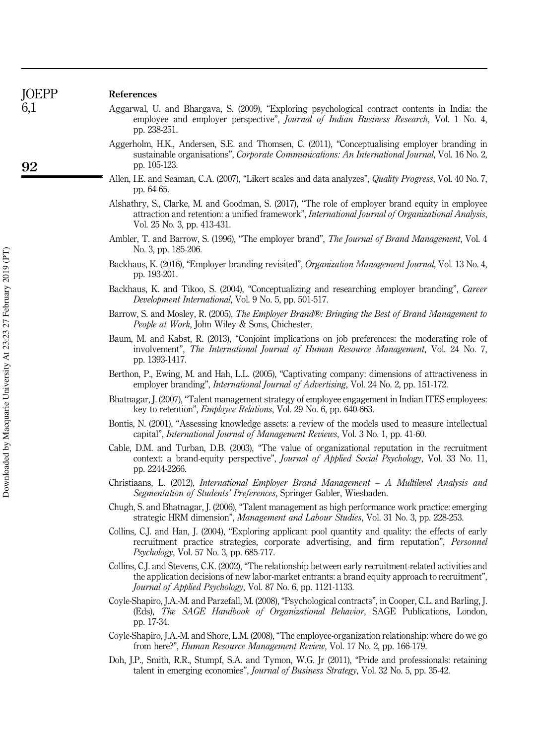## References

Aggarwal, U. and Bhargava, S. (2009), "Exploring psychological contract contents in India: the employee and employer perspective", *Journal of Indian Business Research*, Vol. 1 No. 4, pp. 238-251.

Aggerholm, H.K., Andersen, S.E. and Thomsen, C. (2011), "Conceptualising employer branding in sustainable organisations", *Corporate Communications: An International Journal*, Vol. 16 No. 2, pp. 105-123.

Allen, I.E. and Seaman, C.A. (2007), "Likert scales and data analyzes", *Quality Progress*, Vol. 40 No. 7, pp. 64-65.

Alshathry, S., Clarke, M. and Goodman, S. (2017), "The role of employer brand equity in employee attraction and retention: a unified framework", *International Journal of Organizational Analysis*, Vol. 25 No. 3, pp. 413-431.

Ambler, T. and Barrow, S. (1996), "The employer brand", *The Journal of Brand Management*, Vol. 4 No. 3, pp. 185-206.

Backhaus, K. (2016), "Employer branding revisited", *Organization Management Journal*, Vol. 13 No. 4, pp. 193-201.

Backhaus, K. and Tikoo, S. (2004), "Conceptualizing and researching employer branding", *Career Development International*, Vol. 9 No. 5, pp. 501-517.

Barrow, S. and Mosley, R. (2005), *The Employer Brand®: Bringing the Best of Brand Management to People at Work*, John Wiley & Sons, Chichester.

Baum, M. and Kabst, R. (2013), "Conjoint implications on job preferences: the moderating role of involvement", *The International Journal of Human Resource Management*, Vol. 24 No. 7, pp. 1393-1417.

Berthon, P., Ewing, M. and Hah, L.L. (2005), "Captivating company: dimensions of attractiveness in employer branding", *International Journal of Advertising*, Vol. 24 No. 2, pp. 151-172.

Bhatnagar, J. (2007), "Talent management strategy of employee engagement in Indian ITES employees: key to retention", *Employee Relations*, Vol. 29 No. 6, pp. 640-663.

Bontis, N. (2001), "Assessing knowledge assets: a review of the models used to measure intellectual capital", *International Journal of Management Reviews*, Vol. 3 No. 1, pp. 41-60.

Cable, D.M. and Turban, D.B. (2003), "The value of organizational reputation in the recruitment context: a brand-equity perspective", *Journal of Applied Social Psychology*, Vol. 33 No. 11, pp. 2244-2266.

Christiaans, L. (2012), *International Employer Brand Management – A Multilevel Analysis and Segmentation of Students' Preferences*, Springer Gabler, Wiesbaden.

Chugh, S. and Bhatnagar, J. (2006), "Talent management as high performance work practice: emerging strategic HRM dimension", *Management and Labour Studies*, Vol. 31 No. 3, pp. 228-253.

Collins, C.J. and Han, J. (2004), "Exploring applicant pool quantity and quality: the effects of early recruitment practice strategies, corporate advertising, and firm reputation", *Personnel Psychology*, Vol. 57 No. 3, pp. 685-717.

Collins, C.J. and Stevens, C.K. (2002), "The relationship between early recruitment-related activities and the application decisions of new labor-market entrants: a brand equity approach to recruitment", *Journal of Applied Psychology*, Vol. 87 No. 6, pp. 1121-1133.

Coyle-Shapiro, J.A.-M. and Parzefall, M. (2008), "Psychological contracts", in Cooper, C.L. and Barling, J. (Eds), *The SAGE Handbook of Organizational Behavior*, SAGE Publications, London, pp. 17-34.

Coyle-Shapiro, J.A.-M. and Shore, L.M. (2008), "The employee-organization relationship: where do we go from here?", *Human Resource Management Review*, Vol. 17 No. 2, pp. 166-179.

Doh, J.P., Smith, R.R., Stumpf, S.A. and Tymon, W.G. Jr (2011), "Pride and professionals: retaining talent in emerging economies", *Journal of Business Strategy*, Vol. 32 No. 5, pp. 35-42.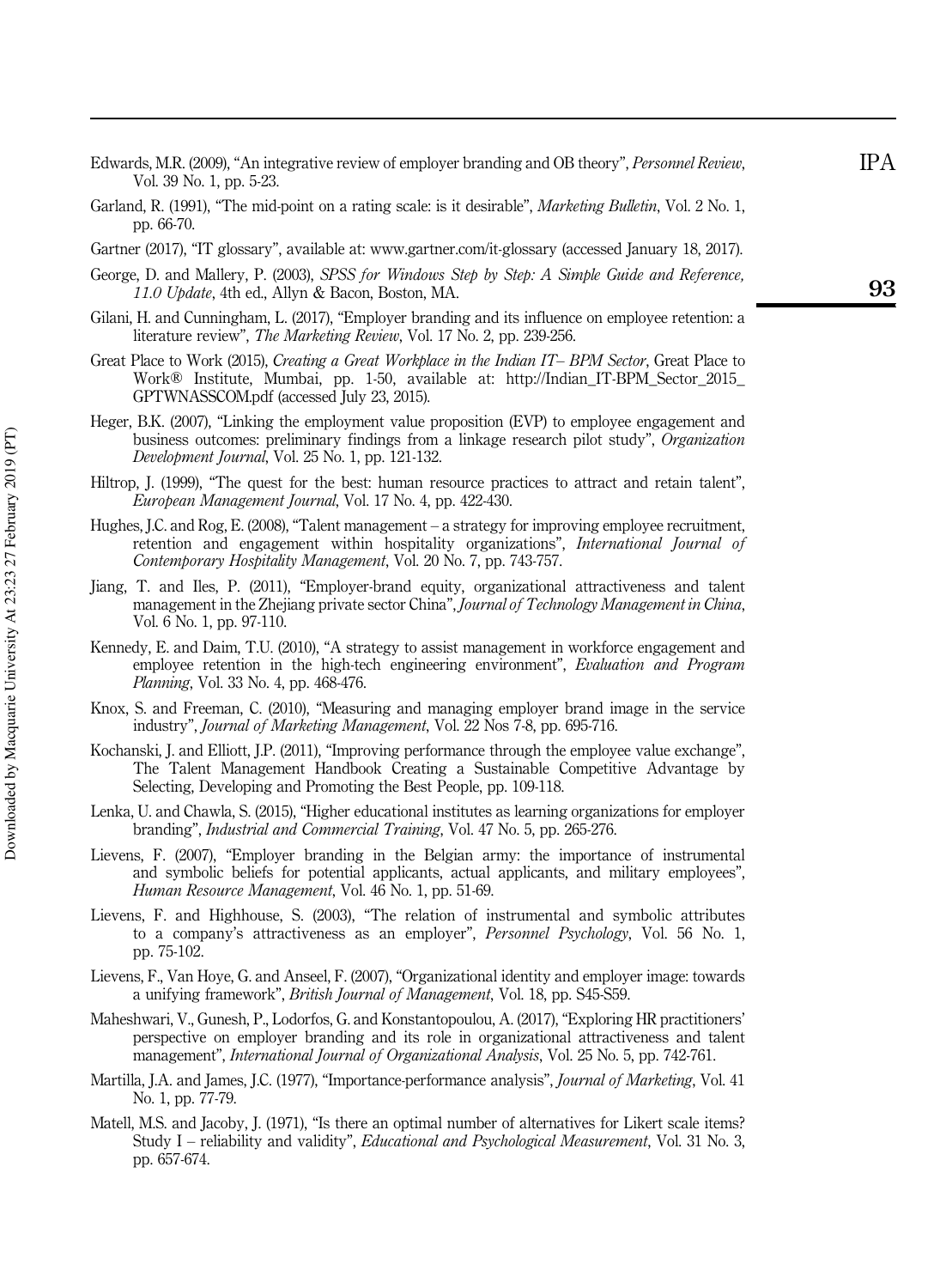Edwards, M.R. (2009), "An integrative review of employer branding and OB theory", *Personnel Review*, Vol. 39 No. 1, pp. 5-23.

Garland, R. (1991), "The mid-point on a rating scale: is it desirable", *Marketing Bulletin*, Vol. 2 No. 1, pp. 66-70.

Gartner (2017), "IT glossary", available at: www.gartner.com/it-glossary (accessed January 18, 2017).

George, D. and Mallery, P. (2003), *SPSS for Windows Step by Step: A Simple Guide and Reference, 11.0 Update*, 4th ed., Allyn & Bacon, Boston, MA.

Gilani, H. and Cunningham, L. (2017), "Employer branding and its influence on employee retention: a literature review", *The Marketing Review*, Vol. 17 No. 2, pp. 239-256.

Great Place to Work (2015), *Creating a Great Workplace in the Indian IT– BPM Sector*, Great Place to Work® Institute, Mumbai, pp. 1-50, available at: http://Indian_IT-BPM_Sector_2015_GPTWNASSCOM.pdf (accessed July 23, 2015).

Heger, B.K. (2007), "Linking the employment value proposition (EVP) to employee engagement and business outcomes: preliminary findings from a linkage research pilot study", *Organization Development Journal*, Vol. 25 No. 1, pp. 121-132.

Hiltrop, J. (1999), "The quest for the best: human resource practices to attract and retain talent", *European Management Journal*, Vol. 17 No. 4, pp. 422-430.

Hughes, J.C. and Rog, E. (2008), "Talent management – a strategy for improving employee recruitment, retention and engagement within hospitality organizations", *International Journal of Contemporary Hospitality Management*, Vol. 20 No. 7, pp. 743-757.

Jiang, T. and Iles, P. (2011), "Employer-brand equity, organizational attractiveness and talent management in the Zhejiang private sector China", *Journal of Technology Management in China*, Vol. 6 No. 1, pp. 97-110.

Kennedy, E. and Daim, T.U. (2010), "A strategy to assist management in workforce engagement and employee retention in the high-tech engineering environment", *Evaluation and Program Planning*, Vol. 33 No. 4, pp. 468-476.

Knox, S. and Freeman, C. (2010), "Measuring and managing employer brand image in the service industry", *Journal of Marketing Management*, Vol. 22 Nos 7-8, pp. 695-716.

Kochanski, J. and Elliott, J.P. (2011), "Improving performance through the employee value exchange", The Talent Management Handbook Creating a Sustainable Competitive Advantage by Selecting, Developing and Promoting the Best People, pp. 109-118.

Lenka, U. and Chawla, S. (2015), "Higher educational institutes as learning organizations for employer branding", *Industrial and Commercial Training*, Vol. 47 No. 5, pp. 265-276.

Lievens, F. (2007), "Employer branding in the Belgian army: the importance of instrumental and symbolic beliefs for potential applicants, actual applicants, and military employees", *Human Resource Management*, Vol. 46 No. 1, pp. 51-69.

Lievens, F. and Highhouse, S. (2003), "The relation of instrumental and symbolic attributes to a company's attractiveness as an employer", *Personnel Psychology*, Vol. 56 No. 1, pp. 75-102.

Lievens, F., Van Hoye, G. and Anseel, F. (2007), "Organizational identity and employer image: towards a unifying framework", *British Journal of Management*, Vol. 18, pp. S45-S59.

Maheshwari, V., Gunesh, P., Lodorfos, G. and Konstantopoulou, A. (2017), "Exploring HR practitioners' perspective on employer branding and its role in organizational attractiveness and talent management", *International Journal of Organizational Analysis*, Vol. 25 No. 5, pp. 742-761.

Martilla, J.A. and James, J.C. (1977), "Importance-performance analysis", *Journal of Marketing*, Vol. 41 No. 1, pp. 77-79.

Matell, M.S. and Jacoby, J. (1971), "Is there an optimal number of alternatives for Likert scale items? Study I – reliability and validity", *Educational and Psychological Measurement*, Vol. 31 No. 3, pp. 657-674.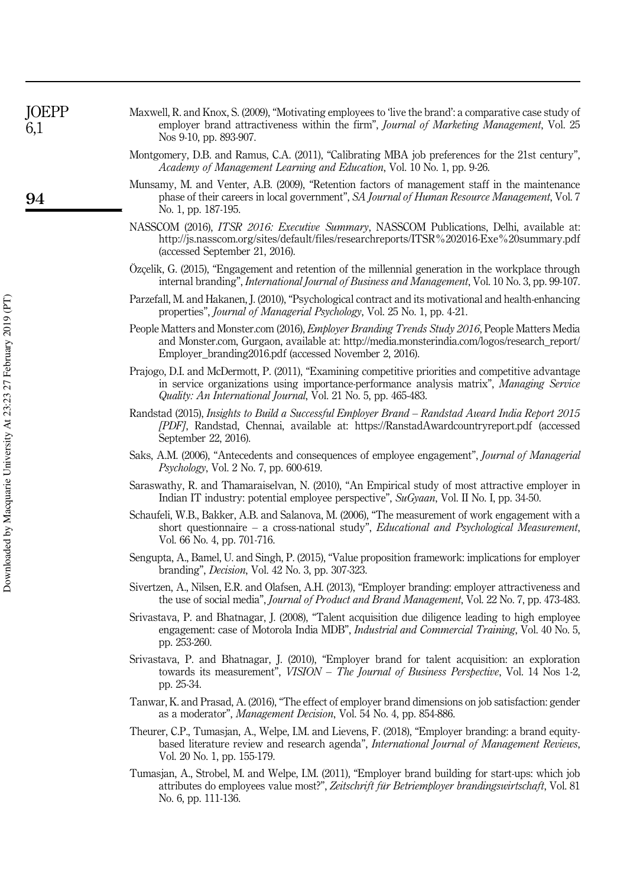Maxwell, R. and Knox, S. (2009), "Motivating employees to 'live the brand': a comparative case study of employer brand attractiveness within the firm", *Journal of Marketing Management*, Vol. 25 Nos 9-10, pp. 893-907.

Montgomery, D.B. and Ramus, C.A. (2011), "Calibrating MBA job preferences for the 21st century", *Academy of Management Learning and Education*, Vol. 10 No. 1, pp. 9-26.

Munsamy, M. and Venter, A.B. (2009), "Retention factors of management staff in the maintenance phase of their careers in local government", *SA Journal of Human Resource Management*, Vol. 7 No. 1, pp. 187-195.

NASSCOM (2016), *ITSR 2016: Executive Summary*, NASSCOM Publications, Delhi, available at: http://js.nasscom.org/sites/default/files/researchreports/ITSR%202016-Exe%20summary.pdf (accessed September 21, 2016).

Özçelik, G. (2015), "Engagement and retention of the millennial generation in the workplace through internal branding", *International Journal of Business and Management*, Vol. 10 No. 3, pp. 99-107.

Parzefall, M. and Hakanen, J. (2010), "Psychological contract and its motivational and health-enhancing properties", *Journal of Managerial Psychology*, Vol. 25 No. 1, pp. 4-21.

People Matters and Monster.com (2016), *Employer Branding Trends Study 2016*, People Matters Media and Monster.com, Gurgaon, available at: http://media.monsterindia.com/logos/research_report/Employer_branding2016.pdf (accessed November 2, 2016).

Prajogo, D.I. and McDermott, P. (2011), "Examining competitive priorities and competitive advantage in service organizations using importance-performance analysis matrix", *Managing Service Quality: An International Journal*, Vol. 21 No. 5, pp. 465-483.

Randstad (2015), *Insights to Build a Successful Employer Brand – Randstad Award India Report 2015 [PDF]*, Randstad, Chennai, available at: https://RanstadAwardcountryreport.pdf (accessed September 22, 2016).

Saks, A.M. (2006), "Antecedents and consequences of employee engagement", *Journal of Managerial Psychology*, Vol. 2 No. 7, pp. 600-619.

Saraswathy, R. and Thamaraiselvan, N. (2010), "An Empirical study of most attractive employer in Indian IT industry: potential employee perspective", *SuGyaan*, Vol. II No. I, pp. 34-50.

Schaufeli, W.B., Bakker, A.B. and Salanova, M. (2006), "The measurement of work engagement with a short questionnaire – a cross-national study", *Educational and Psychological Measurement*, Vol. 66 No. 4, pp. 701-716.

Sengupta, A., Bamel, U. and Singh, P. (2015), "Value proposition framework: implications for employer branding", *Decision*, Vol. 42 No. 3, pp. 307-323.

Sivertzen, A., Nilsen, E.R. and Olafsen, A.H. (2013), "Employer branding: employer attractiveness and the use of social media", *Journal of Product and Brand Management*, Vol. 22 No. 7, pp. 473-483.

Srivastava, P. and Bhatnagar, J. (2008), "Talent acquisition due diligence leading to high employee engagement: case of Motorola India MDB", *Industrial and Commercial Training*, Vol. 40 No. 5, pp. 253-260.

Srivastava, P. and Bhatnagar, J. (2010), "Employer brand for talent acquisition: an exploration towards its measurement", *VISION – The Journal of Business Perspective*, Vol. 14 Nos 1-2, pp. 25-34.

Tanwar, K. and Prasad, A. (2016), "The effect of employer brand dimensions on job satisfaction: gender as a moderator", *Management Decision*, Vol. 54 No. 4, pp. 854-886.

Theurer, C.P., Tumasjan, A., Welpe, I.M. and Lievens, F. (2018), "Employer branding: a brand equity-based literature review and research agenda", *International Journal of Management Reviews*, Vol. 20 No. 1, pp. 155-179.

Tumasjan, A., Strobel, M. and Welpe, I.M. (2011), "Employer brand building for start-ups: which job attributes do employees value most?", *Zeitschrift für Betriemployer brandingswirtschaft*, Vol. 81 No. 6, pp. 111-136.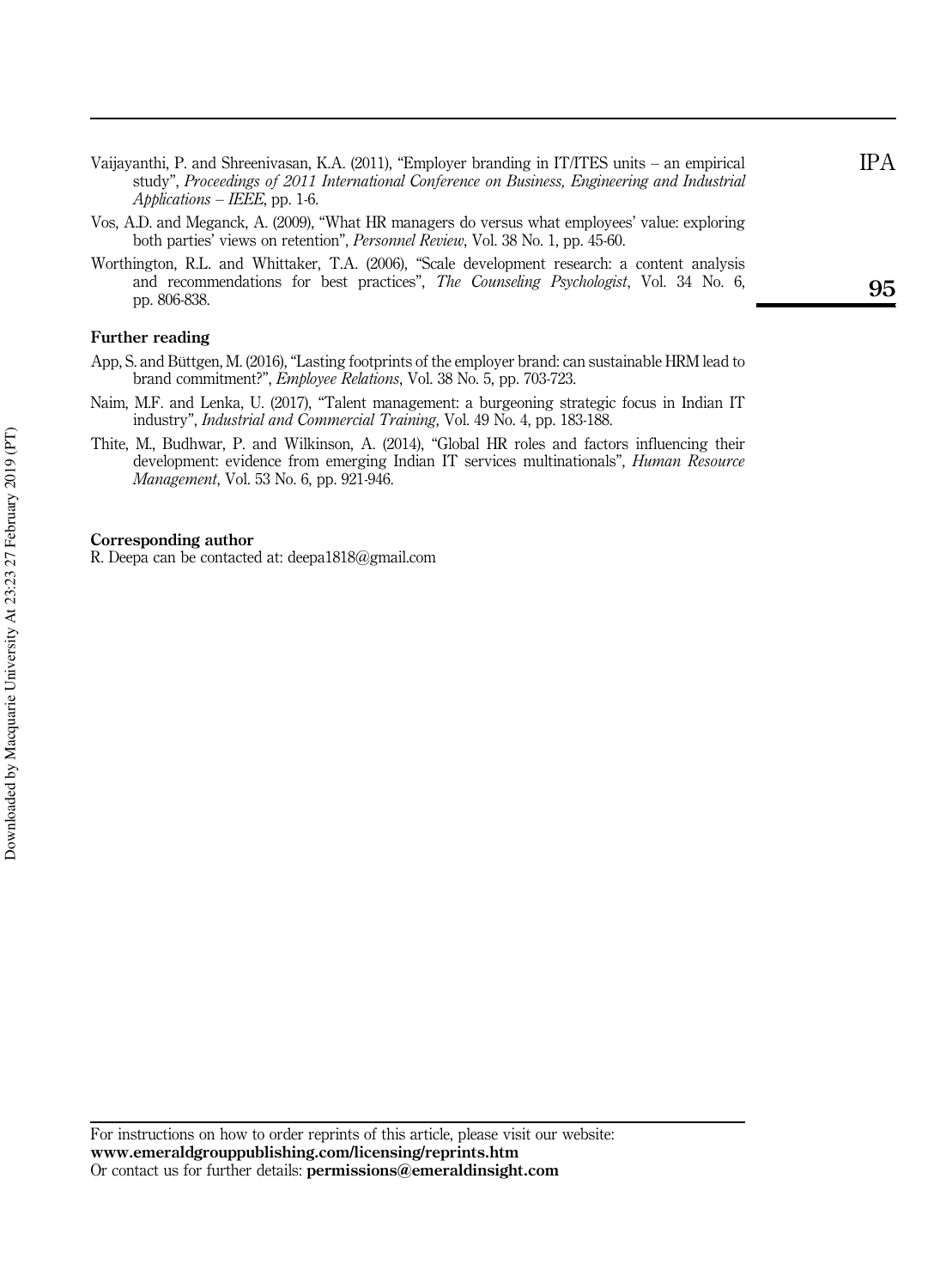Vaijayanthi, P. and Shreenivasan, K.A. (2011), "Employer branding in IT/ITES units – an empirical study", *Proceedings of 2011 International Conference on Business, Engineering and Industrial Applications – IEEE*, pp. 1-6.

Vos, A.D. and Meganck, A. (2009), "What HR managers do versus what employees' value: exploring both parties' views on retention", *Personnel Review*, Vol. 38 No. 1, pp. 45-60.

Worthington, R.L. and Whittaker, T.A. (2006), "Scale development research: a content analysis and recommendations for best practices", *The Counseling Psychologist*, Vol. 34 No. 6, pp. 806-838.

## Further reading

App, S. and Büttgen, M. (2016), "Lasting footprints of the employer brand: can sustainable HRM lead to brand commitment?", *Employee Relations*, Vol. 38 No. 5, pp. 703-723.

Naim, M.F. and Lenka, U. (2017), "Talent management: a burgeoning strategic focus in Indian IT industry", *Industrial and Commercial Training*, Vol. 49 No. 4, pp. 183-188.

Thite, M., Budhwar, P. and Wilkinson, A. (2014), "Global HR roles and factors influencing their development: evidence from emerging Indian IT services multinationals", *Human Resource Management*, Vol. 53 No. 6, pp. 921-946.

**Corresponding author**

R. Deepa can be contacted at: deepa1818@gmail.com

For instructions on how to order reprints of this article, please visit our website:
**www.emeraldgrouppublishing.com/licensing/reprints.htm**
Or contact us for further details: **permissions@emeraldinsight.com**